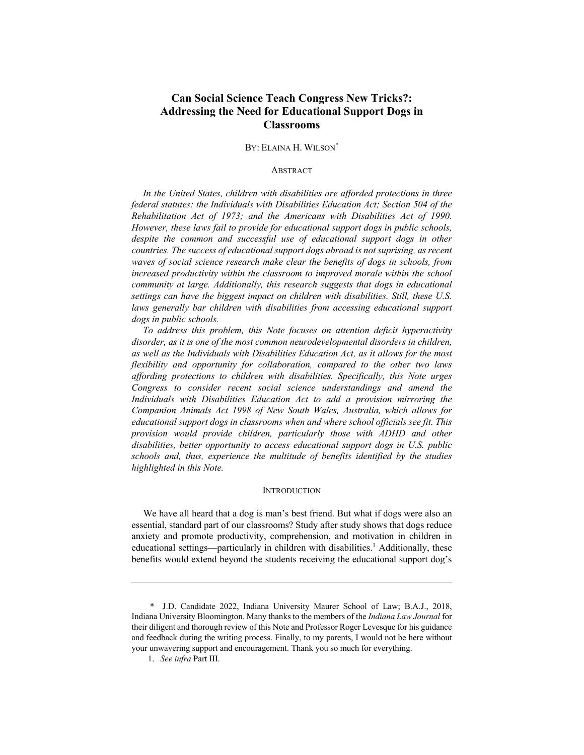# Can Social Science Teach Congress New Tricks?: Addressing the Need for Educational Support Dogs in Classrooms

BY: ELAINA H. WILSON[*]

## ABSTRACT

*In the United States, children with disabilities are afforded protections in three federal statutes: the Individuals with Disabilities Education Act; Section 504 of the Rehabilitation Act of 1973; and the Americans with Disabilities Act of 1990. However, these laws fail to provide for educational support dogs in public schools, despite the common and successful use of educational support dogs in other countries. The success of educational support dogs abroad is not suprising, as recent waves of social science research make clear the benefits of dogs in schools, from increased productivity within the classroom to improved morale within the school community at large. Additionally, this research suggests that dogs in educational settings can have the biggest impact on children with disabilities. Still, these U.S. laws generally bar children with disabilities from accessing educational support dogs in public schools.*

*To address this problem, this Note focuses on attention deficit hyperactivity disorder, as it is one of the most common neurodevelopmental disorders in children, as well as the Individuals with Disabilities Education Act, as it allows for the most flexibility and opportunity for collaboration, compared to the other two laws affording protections to children with disabilities. Specifically, this Note urges Congress to consider recent social science understandings and amend the Individuals with Disabilities Education Act to add a provision mirroring the Companion Animals Act 1998 of New South Wales, Australia, which allows for educational support dogs in classrooms when and where school officials see fit. This provision would provide children, particularly those with ADHD and other disabilities, better opportunity to access educational support dogs in U.S. public schools and, thus, experience the multitude of benefits identified by the studies highlighted in this Note.*

## INTRODUCTION

We have all heard that a dog is man's best friend. But what if dogs were also an essential, standard part of our classrooms? Study after study shows that dogs reduce anxiety and promote productivity, comprehension, and motivation in children in educational settings—particularly in children with disabilities.[1] Additionally, these benefits would extend beyond the students receiving the educational support dog's

---

[*] J.D. Candidate 2022, Indiana University Maurer School of Law; B.A.J., 2018, Indiana University Bloomington. Many thanks to the members of the *Indiana Law Journal* for their diligent and thorough review of this Note and Professor Roger Levesque for his guidance and feedback during the writing process. Finally, to my parents, I would not be here without your unwavering support and encouragement. Thank you so much for everything.

1. *See infra* Part III.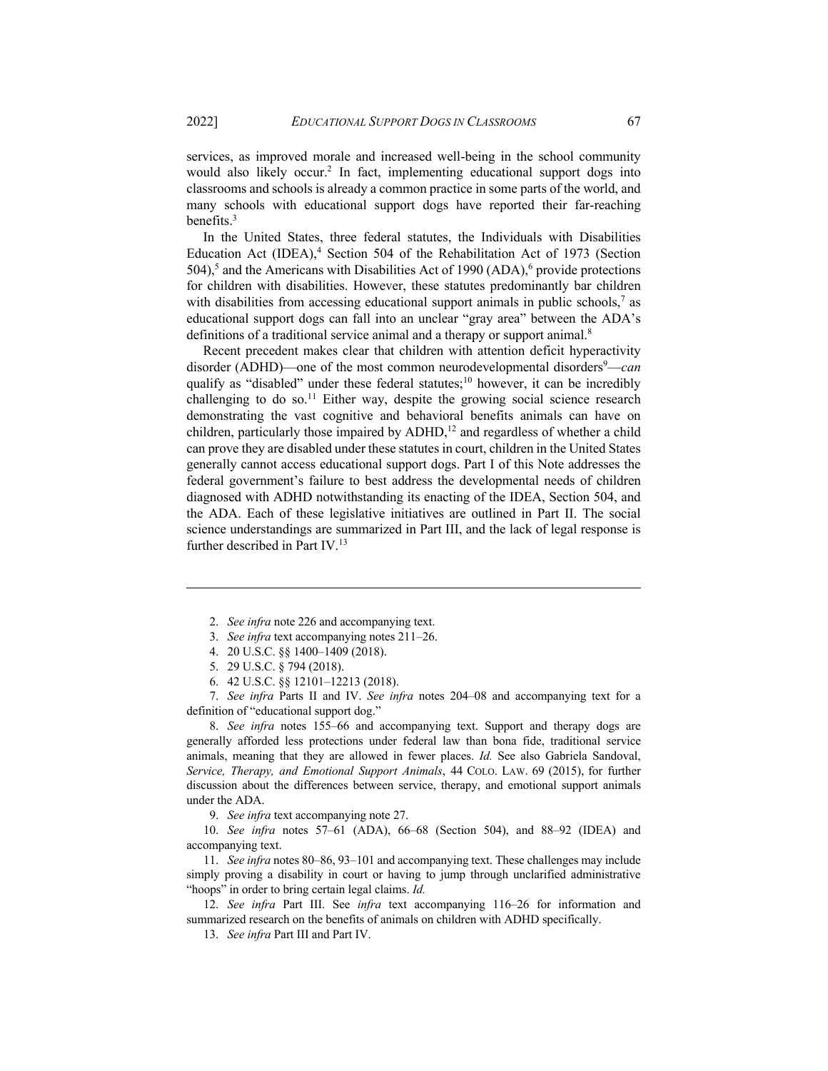services, as improved morale and increased well-being in the school community would also likely occur.[2] In fact, implementing educational support dogs into classrooms and schools is already a common practice in some parts of the world, and many schools with educational support dogs have reported their far-reaching benefits.[3]

In the United States, three federal statutes, the Individuals with Disabilities Education Act (IDEA),[4] Section 504 of the Rehabilitation Act of 1973 (Section 504),[5] and the Americans with Disabilities Act of 1990 (ADA),[6] provide protections for children with disabilities. However, these statutes predominantly bar children with disabilities from accessing educational support animals in public schools,[7] as educational support dogs can fall into an unclear "gray area" between the ADA's definitions of a traditional service animal and a therapy or support animal.[8]

Recent precedent makes clear that children with attention deficit hyperactivity disorder (ADHD)—one of the most common neurodevelopmental disorders[9]—*can* qualify as "disabled" under these federal statutes;[10] however, it can be incredibly challenging to do so.[11] Either way, despite the growing social science research demonstrating the vast cognitive and behavioral benefits animals can have on children, particularly those impaired by ADHD,[12] and regardless of whether a child can prove they are disabled under these statutes in court, children in the United States generally cannot access educational support dogs. Part I of this Note addresses the federal government's failure to best address the developmental needs of children diagnosed with ADHD notwithstanding its enacting of the IDEA, Section 504, and the ADA. Each of these legislative initiatives are outlined in Part II. The social science understandings are summarized in Part III, and the lack of legal response is further described in Part IV.[13]

---

2. *See infra* note 226 and accompanying text.

3. *See infra* text accompanying notes 211–26.

4. 20 U.S.C. §§ 1400–1409 (2018).

5. 29 U.S.C. § 794 (2018).

6. 42 U.S.C. §§ 12101–12213 (2018).

7. *See infra* Parts II and IV. *See infra* notes 204–08 and accompanying text for a definition of "educational support dog."

8. *See infra* notes 155–66 and accompanying text. Support and therapy dogs are generally afforded less protections under federal law than bona fide, traditional service animals, meaning that they are allowed in fewer places. *Id.* See also Gabriela Sandoval, *Service, Therapy, and Emotional Support Animals*, 44 COLO. LAW. 69 (2015), for further discussion about the differences between service, therapy, and emotional support animals under the ADA.

9. *See infra* text accompanying note 27.

10. *See infra* notes 57–61 (ADA), 66–68 (Section 504), and 88–92 (IDEA) and accompanying text.

11. *See infra* notes 80–86, 93–101 and accompanying text. These challenges may include simply proving a disability in court or having to jump through unclarified administrative "hoops" in order to bring certain legal claims. *Id.*

12. *See infra* Part III. See *infra* text accompanying 116–26 for information and summarized research on the benefits of animals on children with ADHD specifically.

13. *See infra* Part III and Part IV.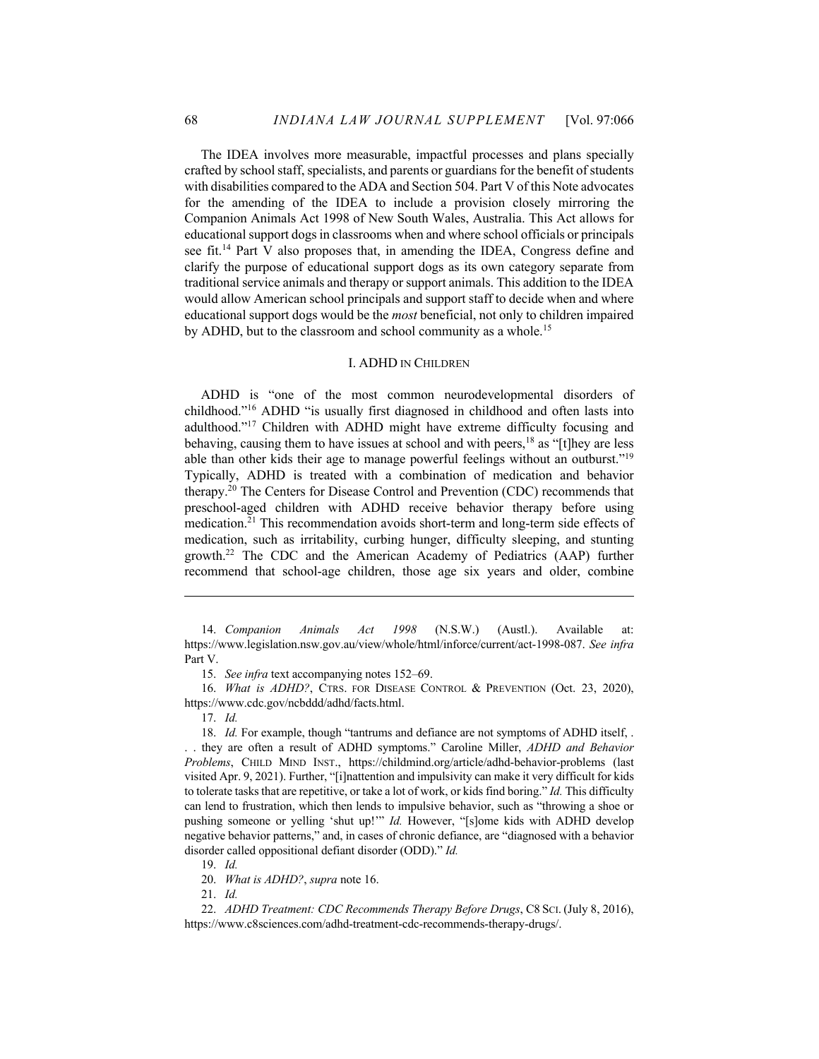The IDEA involves more measurable, impactful processes and plans specially crafted by school staff, specialists, and parents or guardians for the benefit of students with disabilities compared to the ADA and Section 504. Part V of this Note advocates for the amending of the IDEA to include a provision closely mirroring the Companion Animals Act 1998 of New South Wales, Australia. This Act allows for educational support dogs in classrooms when and where school officials or principals see fit.[14] Part V also proposes that, in amending the IDEA, Congress define and clarify the purpose of educational support dogs as its own category separate from traditional service animals and therapy or support animals. This addition to the IDEA would allow American school principals and support staff to decide when and where educational support dogs would be the *most* beneficial, not only to children impaired by ADHD, but to the classroom and school community as a whole.[15]

## I. ADHD IN CHILDREN

ADHD is "one of the most common neurodevelopmental disorders of childhood."[16] ADHD "is usually first diagnosed in childhood and often lasts into adulthood."[17] Children with ADHD might have extreme difficulty focusing and behaving, causing them to have issues at school and with peers,[18] as "[t]hey are less able than other kids their age to manage powerful feelings without an outburst."[19] Typically, ADHD is treated with a combination of medication and behavior therapy.[20] The Centers for Disease Control and Prevention (CDC) recommends that preschool-aged children with ADHD receive behavior therapy before using medication.[21] This recommendation avoids short-term and long-term side effects of medication, such as irritability, curbing hunger, difficulty sleeping, and stunting growth.[22] The CDC and the American Academy of Pediatrics (AAP) further recommend that school-age children, those age six years and older, combine

---

14. *Companion Animals Act 1998* (N.S.W.) (Austl.). Available at: https://www.legislation.nsw.gov.au/view/whole/html/inforce/current/act-1998-087. *See infra* Part V.

15. *See infra* text accompanying notes 152–69.

16. *What is ADHD?*, CTRS. FOR DISEASE CONTROL & PREVENTION (Oct. 23, 2020), https://www.cdc.gov/ncbddd/adhd/facts.html.

17. *Id.*

18. *Id.* For example, though "tantrums and defiance are not symptoms of ADHD itself, . . . they are often a result of ADHD symptoms." Caroline Miller, *ADHD and Behavior Problems*, CHILD MIND INST., https://childmind.org/article/adhd-behavior-problems (last visited Apr. 9, 2021). Further, "[i]nattention and impulsivity can make it very difficult for kids to tolerate tasks that are repetitive, or take a lot of work, or kids find boring." *Id.* This difficulty can lend to frustration, which then lends to impulsive behavior, such as "throwing a shoe or pushing someone or yelling 'shut up!'" *Id.* However, "[s]ome kids with ADHD develop negative behavior patterns," and, in cases of chronic defiance, are "diagnosed with a behavior disorder called oppositional defiant disorder (ODD)." *Id.*

19. *Id.*

20. *What is ADHD?*, *supra* note 16.

21. *Id.*

22. *ADHD Treatment: CDC Recommends Therapy Before Drugs*, C8 SCI. (July 8, 2016), https://www.c8sciences.com/adhd-treatment-cdc-recommends-therapy-drugs/.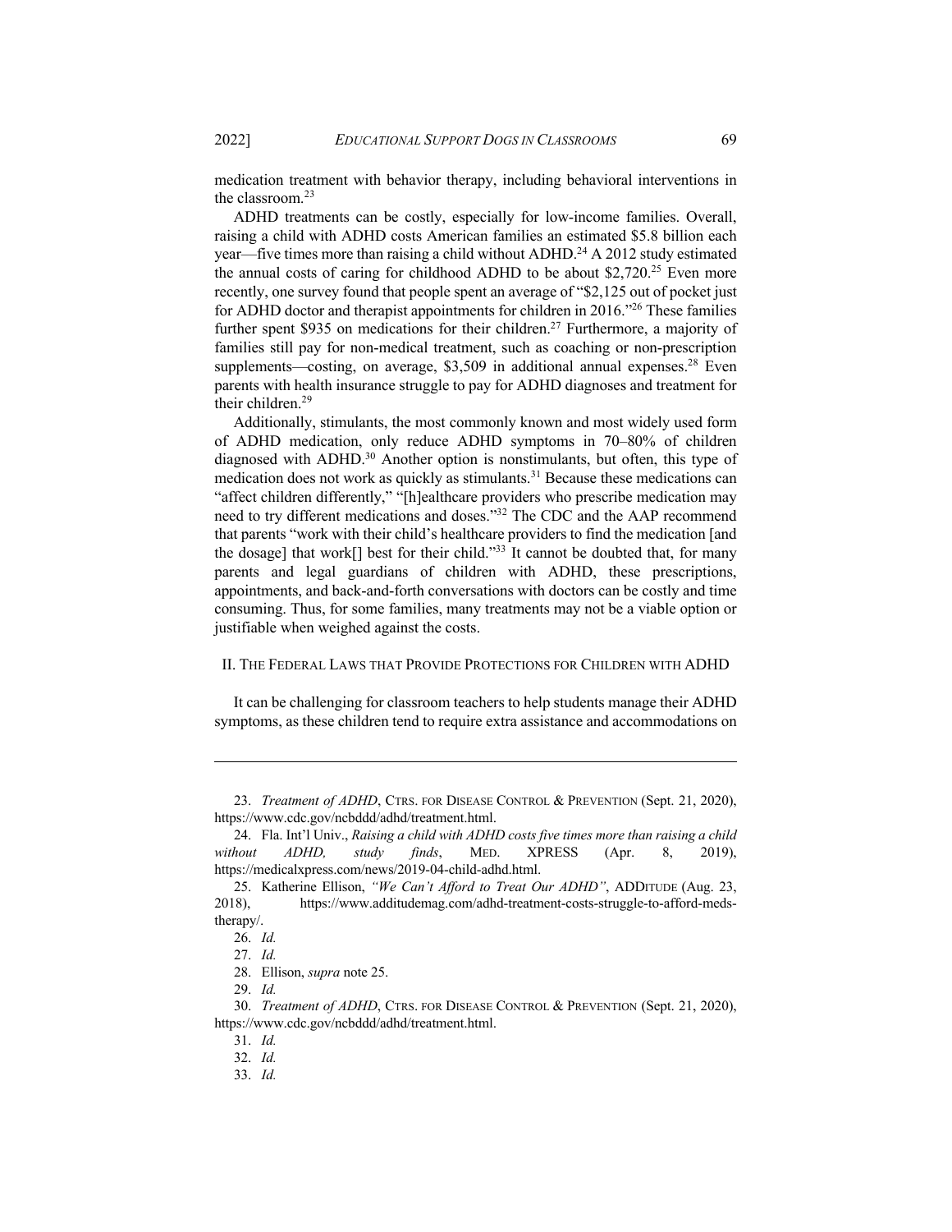medication treatment with behavior therapy, including behavioral interventions in the classroom.[23]

ADHD treatments can be costly, especially for low-income families. Overall, raising a child with ADHD costs American families an estimated $5.8 billion each year—five times more than raising a child without ADHD.[24] A 2012 study estimated the annual costs of caring for childhood ADHD to be about $2,720.[25] Even more recently, one survey found that people spent an average of "$2,125 out of pocket just for ADHD doctor and therapist appointments for children in 2016."[26] These families further spent $935 on medications for their children.[27] Furthermore, a majority of families still pay for non-medical treatment, such as coaching or non-prescription supplements—costing, on average, $3,509 in additional annual expenses.[28] Even parents with health insurance struggle to pay for ADHD diagnoses and treatment for their children.[29]

Additionally, stimulants, the most commonly known and most widely used form of ADHD medication, only reduce ADHD symptoms in 70–80% of children diagnosed with ADHD.[30] Another option is nonstimulants, but often, this type of medication does not work as quickly as stimulants.[31] Because these medications can "affect children differently," "[h]ealthcare providers who prescribe medication may need to try different medications and doses."[32] The CDC and the AAP recommend that parents "work with their child's healthcare providers to find the medication [and the dosage] that work[] best for their child."[33] It cannot be doubted that, for many parents and legal guardians of children with ADHD, these prescriptions, appointments, and back-and-forth conversations with doctors can be costly and time consuming. Thus, for some families, many treatments may not be a viable option or justifiable when weighed against the costs.

## II. The Federal Laws that Provide Protections for Children with ADHD

It can be challenging for classroom teachers to help students manage their ADHD symptoms, as these children tend to require extra assistance and accommodations on

---

23. *Treatment of ADHD*, Ctrs. for Disease Control & Prevention (Sept. 21, 2020), https://www.cdc.gov/ncbddd/adhd/treatment.html.

24. Fla. Int'l Univ., *Raising a child with ADHD costs five times more than raising a child without ADHD, study finds*, Med. Xpress (Apr. 8, 2019), https://medicalxpress.com/news/2019-04-child-adhd.html.

25. Katherine Ellison, *"We Can't Afford to Treat Our ADHD"*, ADDitude (Aug. 23, 2018), https://www.additudemag.com/adhd-treatment-costs-struggle-to-afford-meds-therapy/.

26. *Id.*

27. *Id.*

28. Ellison, *supra* note 25.

29. *Id.*

30. *Treatment of ADHD*, Ctrs. for Disease Control & Prevention (Sept. 21, 2020), https://www.cdc.gov/ncbddd/adhd/treatment.html.

31. *Id.*

32. *Id.*

33. *Id.*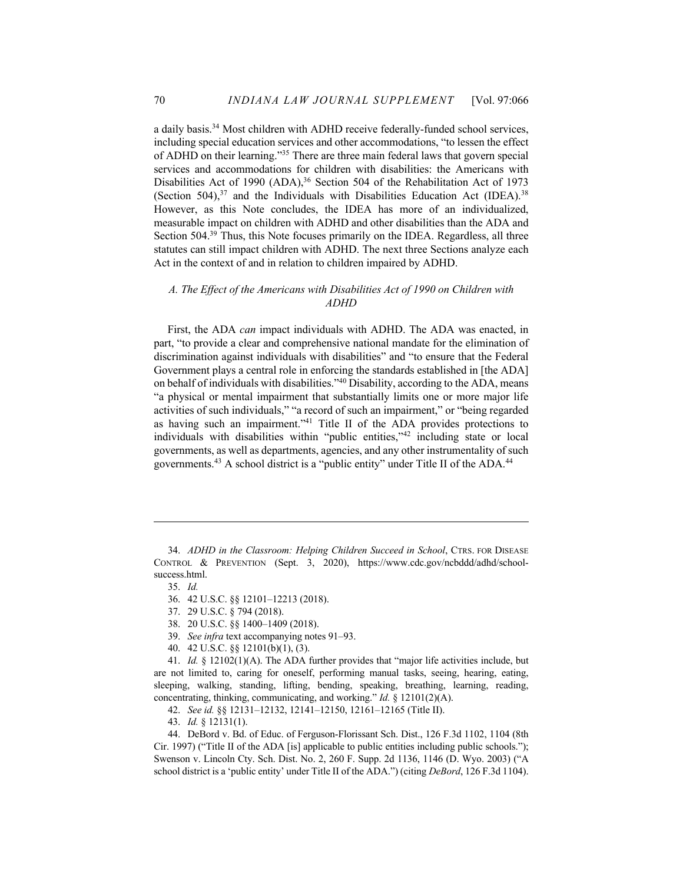a daily basis.[34] Most children with ADHD receive federally-funded school services, including special education services and other accommodations, "to lessen the effect of ADHD on their learning."[35] There are three main federal laws that govern special services and accommodations for children with disabilities: the Americans with Disabilities Act of 1990 (ADA),[36] Section 504 of the Rehabilitation Act of 1973 (Section 504),[37] and the Individuals with Disabilities Education Act (IDEA).[38] However, as this Note concludes, the IDEA has more of an individualized, measurable impact on children with ADHD and other disabilities than the ADA and Section 504.[39] Thus, this Note focuses primarily on the IDEA. Regardless, all three statutes can still impact children with ADHD. The next three Sections analyze each Act in the context of and in relation to children impaired by ADHD.

### *A. The Effect of the Americans with Disabilities Act of 1990 on Children with ADHD*

First, the ADA *can* impact individuals with ADHD. The ADA was enacted, in part, "to provide a clear and comprehensive national mandate for the elimination of discrimination against individuals with disabilities" and "to ensure that the Federal Government plays a central role in enforcing the standards established in [the ADA] on behalf of individuals with disabilities."[40] Disability, according to the ADA, means "a physical or mental impairment that substantially limits one or more major life activities of such individuals," "a record of such an impairment," or "being regarded as having such an impairment."[41] Title II of the ADA provides protections to individuals with disabilities within "public entities,"[42] including state or local governments, as well as departments, agencies, and any other instrumentality of such governments.[43] A school district is a "public entity" under Title II of the ADA.[44]

---

34. *ADHD in the Classroom: Helping Children Succeed in School*, CTRS. FOR DISEASE CONTROL & PREVENTION (Sept. 3, 2020), https://www.cdc.gov/ncbddd/adhd/school-success.html.

35. *Id.*

36. 42 U.S.C. §§ 12101–12213 (2018).

37. 29 U.S.C. § 794 (2018).

38. 20 U.S.C. §§ 1400–1409 (2018).

39. *See infra* text accompanying notes 91–93.

40. 42 U.S.C. §§ 12101(b)(1), (3).

41. *Id.* § 12102(1)(A). The ADA further provides that "major life activities include, but are not limited to, caring for oneself, performing manual tasks, seeing, hearing, eating, sleeping, walking, standing, lifting, bending, speaking, breathing, learning, reading, concentrating, thinking, communicating, and working." *Id.* § 12101(2)(A).

42. *See id.* §§ 12131–12132, 12141–12150, 12161–12165 (Title II).

43. *Id.* § 12131(1).

44. DeBord v. Bd. of Educ. of Ferguson-Florissant Sch. Dist., 126 F.3d 1102, 1104 (8th Cir. 1997) ("Title II of the ADA [is] applicable to public entities including public schools."); Swenson v. Lincoln Cty. Sch. Dist. No. 2, 260 F. Supp. 2d 1136, 1146 (D. Wyo. 2003) ("A school district is a 'public entity' under Title II of the ADA.") (citing *DeBord*, 126 F.3d 1104).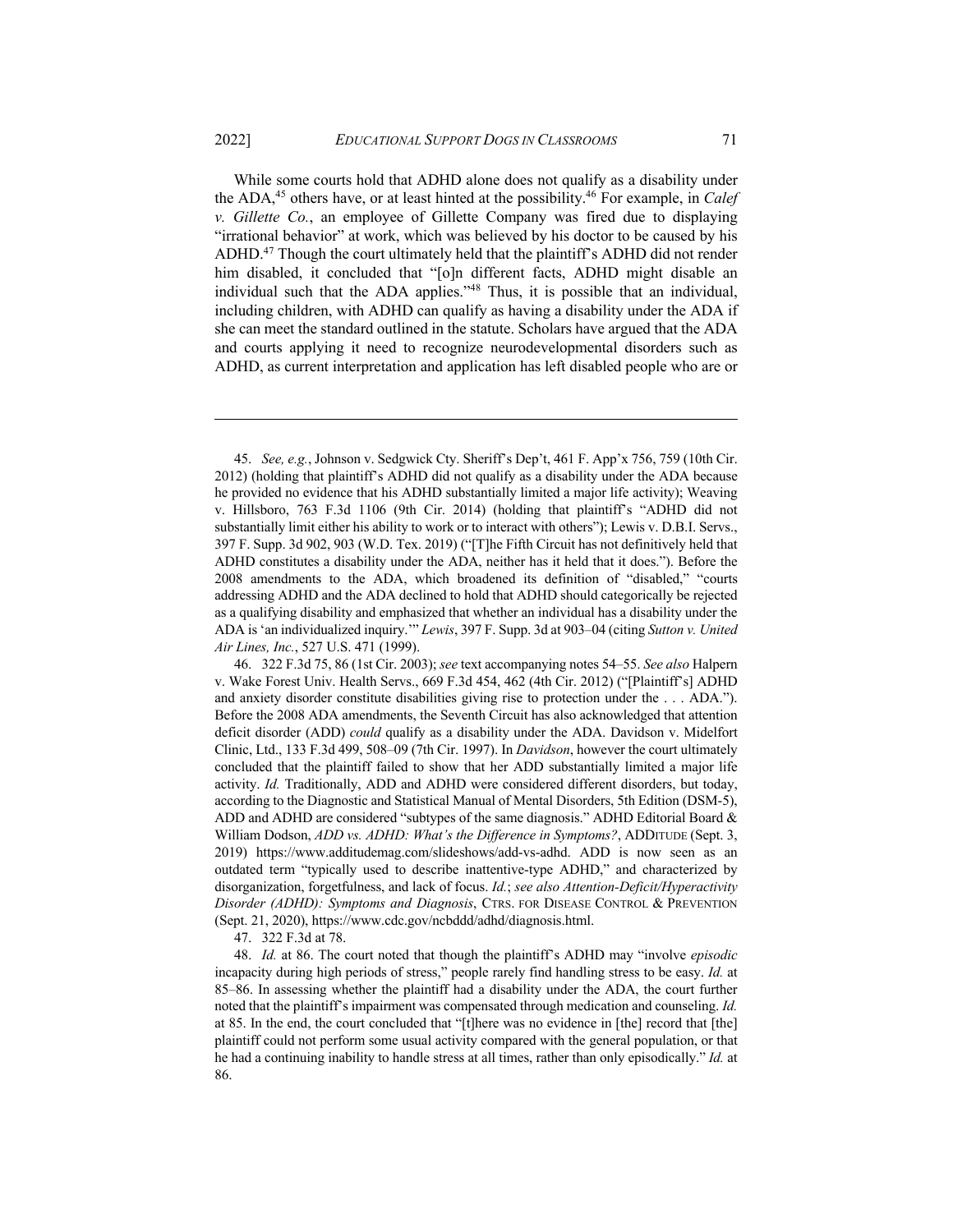While some courts hold that ADHD alone does not qualify as a disability under the ADA,[45] others have, or at least hinted at the possibility.[46] For example, in *Calef v. Gillette Co.*, an employee of Gillette Company was fired due to displaying "irrational behavior" at work, which was believed by his doctor to be caused by his ADHD.[47] Though the court ultimately held that the plaintiff's ADHD did not render him disabled, it concluded that "[o]n different facts, ADHD might disable an individual such that the ADA applies."[48] Thus, it is possible that an individual, including children, with ADHD can qualify as having a disability under the ADA if she can meet the standard outlined in the statute. Scholars have argued that the ADA and courts applying it need to recognize neurodevelopmental disorders such as ADHD, as current interpretation and application has left disabled people who are or

---

45. *See, e.g.*, Johnson v. Sedgwick Cty. Sheriff's Dep't, 461 F. App'x 756, 759 (10th Cir. 2012) (holding that plaintiff's ADHD did not qualify as a disability under the ADA because he provided no evidence that his ADHD substantially limited a major life activity); Weaving v. Hillsboro, 763 F.3d 1106 (9th Cir. 2014) (holding that plaintiff's "ADHD did not substantially limit either his ability to work or to interact with others"); Lewis v. D.B.I. Servs., 397 F. Supp. 3d 902, 903 (W.D. Tex. 2019) ("[T]he Fifth Circuit has not definitively held that ADHD constitutes a disability under the ADA, neither has it held that it does."). Before the 2008 amendments to the ADA, which broadened its definition of "disabled," "courts addressing ADHD and the ADA declined to hold that ADHD should categorically be rejected as a qualifying disability and emphasized that whether an individual has a disability under the ADA is 'an individualized inquiry.'" *Lewis*, 397 F. Supp. 3d at 903–04 (citing *Sutton v. United Air Lines, Inc.*, 527 U.S. 471 (1999).

46. 322 F.3d 75, 86 (1st Cir. 2003); *see* text accompanying notes 54–55. *See also* Halpern v. Wake Forest Univ. Health Servs., 669 F.3d 454, 462 (4th Cir. 2012) ("[Plaintiff's] ADHD and anxiety disorder constitute disabilities giving rise to protection under the . . . ADA."). Before the 2008 ADA amendments, the Seventh Circuit has also acknowledged that attention deficit disorder (ADD) *could* qualify as a disability under the ADA. Davidson v. Midelfort Clinic, Ltd., 133 F.3d 499, 508–09 (7th Cir. 1997). In *Davidson*, however the court ultimately concluded that the plaintiff failed to show that her ADD substantially limited a major life activity. *Id.* Traditionally, ADD and ADHD were considered different disorders, but today, according to the Diagnostic and Statistical Manual of Mental Disorders, 5th Edition (DSM-5), ADD and ADHD are considered "subtypes of the same diagnosis." ADHD Editorial Board & William Dodson, *ADD vs. ADHD: What's the Difference in Symptoms?*, ADDITUDE (Sept. 3, 2019) https://www.additudemag.com/slideshows/add-vs-adhd. ADD is now seen as an outdated term "typically used to describe inattentive-type ADHD," and characterized by disorganization, forgetfulness, and lack of focus. *Id.*; *see also Attention-Deficit/Hyperactivity Disorder (ADHD): Symptoms and Diagnosis*, CTRS. FOR DISEASE CONTROL & PREVENTION (Sept. 21, 2020), https://www.cdc.gov/ncbddd/adhd/diagnosis.html.

47. 322 F.3d at 78.

48. *Id.* at 86. The court noted that though the plaintiff's ADHD may "involve *episodic* incapacity during high periods of stress," people rarely find handling stress to be easy. *Id.* at 85–86. In assessing whether the plaintiff had a disability under the ADA, the court further noted that the plaintiff's impairment was compensated through medication and counseling. *Id.* at 85. In the end, the court concluded that "[t]here was no evidence in [the] record that [the] plaintiff could not perform some usual activity compared with the general population, or that he had a continuing inability to handle stress at all times, rather than only episodically." *Id.* at 86.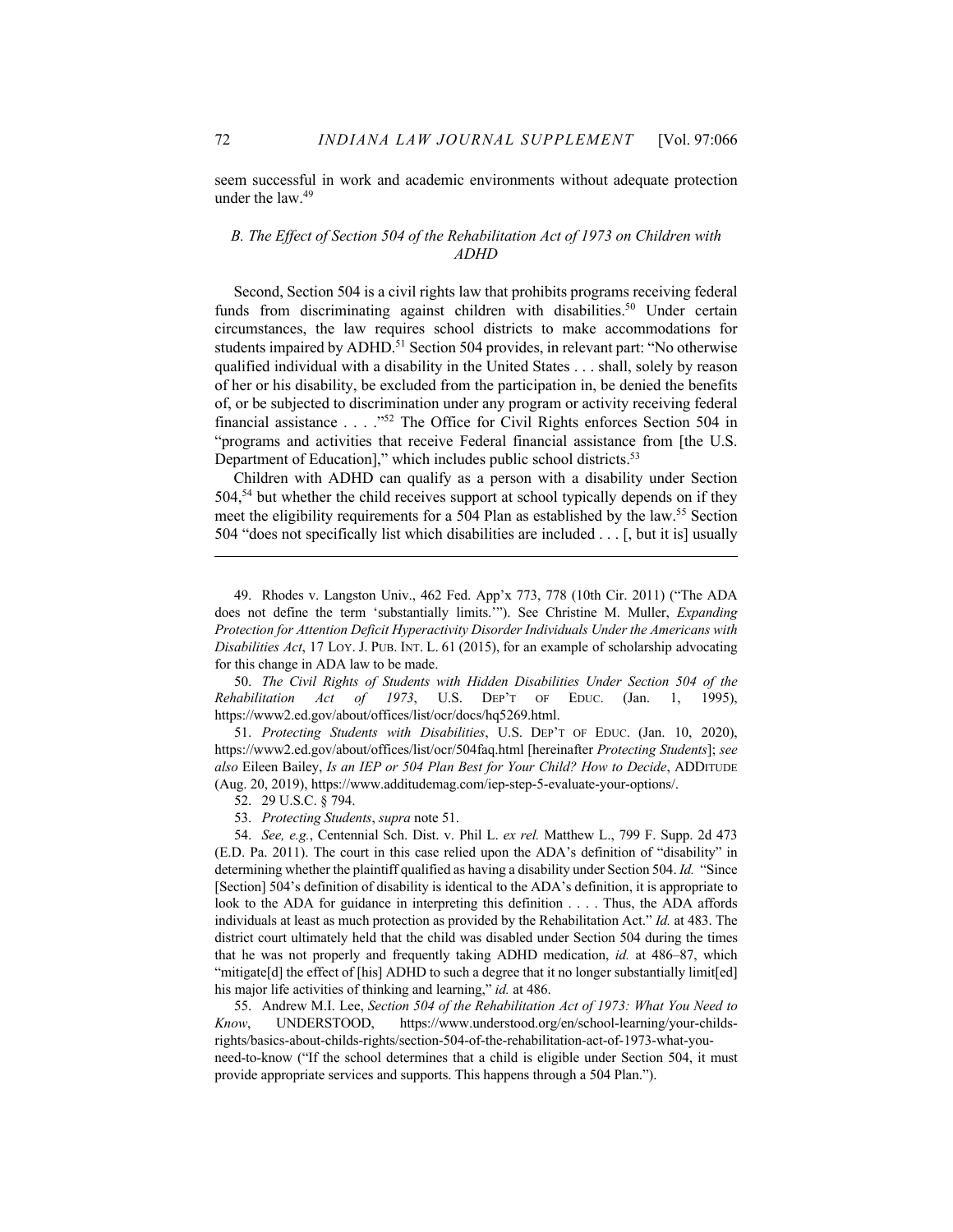seem successful in work and academic environments without adequate protection under the law.[49]

### *B. The Effect of Section 504 of the Rehabilitation Act of 1973 on Children with ADHD*

Second, Section 504 is a civil rights law that prohibits programs receiving federal funds from discriminating against children with disabilities.[50] Under certain circumstances, the law requires school districts to make accommodations for students impaired by ADHD.[51] Section 504 provides, in relevant part: "No otherwise qualified individual with a disability in the United States . . . shall, solely by reason of her or his disability, be excluded from the participation in, be denied the benefits of, or be subjected to discrimination under any program or activity receiving federal financial assistance . . . ."[52] The Office for Civil Rights enforces Section 504 in "programs and activities that receive Federal financial assistance from [the U.S. Department of Education]," which includes public school districts.[53]

Children with ADHD can qualify as a person with a disability under Section 504,[54] but whether the child receives support at school typically depends on if they meet the eligibility requirements for a 504 Plan as established by the law.[55] Section 504 "does not specifically list which disabilities are included . . . [, but it is] usually

---

49. Rhodes v. Langston Univ., 462 Fed. App'x 773, 778 (10th Cir. 2011) ("The ADA does not define the term 'substantially limits.'"). See Christine M. Muller, *Expanding Protection for Attention Deficit Hyperactivity Disorder Individuals Under the Americans with Disabilities Act*, 17 LOY. J. PUB. INT. L. 61 (2015), for an example of scholarship advocating for this change in ADA law to be made.

50. *The Civil Rights of Students with Hidden Disabilities Under Section 504 of the Rehabilitation Act of 1973*, U.S. DEP'T OF EDUC. (Jan. 1, 1995), https://www2.ed.gov/about/offices/list/ocr/docs/hq5269.html.

51. *Protecting Students with Disabilities*, U.S. DEP'T OF EDUC. (Jan. 10, 2020), https://www2.ed.gov/about/offices/list/ocr/504faq.html [hereinafter *Protecting Students*]; *see also* Eileen Bailey, *Is an IEP or 504 Plan Best for Your Child? How to Decide*, ADDITUDE (Aug. 20, 2019), https://www.additudemag.com/iep-step-5-evaluate-your-options/.

52. 29 U.S.C. § 794.

53. *Protecting Students*, *supra* note 51.

54. *See, e.g.*, Centennial Sch. Dist. v. Phil L. *ex rel.* Matthew L., 799 F. Supp. 2d 473 (E.D. Pa. 2011). The court in this case relied upon the ADA's definition of "disability" in determining whether the plaintiff qualified as having a disability under Section 504. *Id.* "Since [Section] 504's definition of disability is identical to the ADA's definition, it is appropriate to look to the ADA for guidance in interpreting this definition . . . . Thus, the ADA affords individuals at least as much protection as provided by the Rehabilitation Act." *Id.* at 483. The district court ultimately held that the child was disabled under Section 504 during the times that he was not properly and frequently taking ADHD medication, *id.* at 486–87, which "mitigate[d] the effect of [his] ADHD to such a degree that it no longer substantially limit[ed] his major life activities of thinking and learning," *id.* at 486.

55. Andrew M.I. Lee, *Section 504 of the Rehabilitation Act of 1973: What You Need to Know*, UNDERSTOOD, https://www.understood.org/en/school-learning/your-childs-rights/basics-about-childs-rights/section-504-of-the-rehabilitation-act-of-1973-what-you-need-to-know ("If the school determines that a child is eligible under Section 504, it must provide appropriate services and supports. This happens through a 504 Plan.").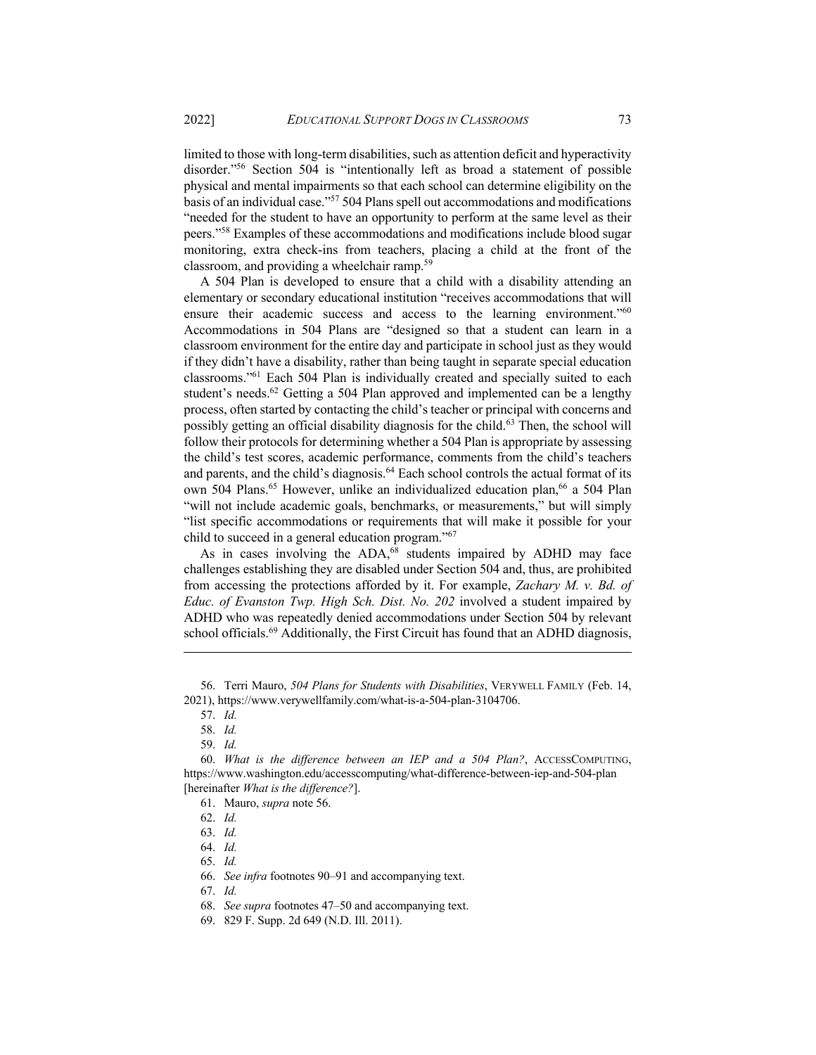limited to those with long-term disabilities, such as attention deficit and hyperactivity disorder."[56] Section 504 is "intentionally left as broad a statement of possible physical and mental impairments so that each school can determine eligibility on the basis of an individual case."[57] 504 Plans spell out accommodations and modifications "needed for the student to have an opportunity to perform at the same level as their peers."[58] Examples of these accommodations and modifications include blood sugar monitoring, extra check-ins from teachers, placing a child at the front of the classroom, and providing a wheelchair ramp.[59]

A 504 Plan is developed to ensure that a child with a disability attending an elementary or secondary educational institution "receives accommodations that will ensure their academic success and access to the learning environment."[60] Accommodations in 504 Plans are "designed so that a student can learn in a classroom environment for the entire day and participate in school just as they would if they didn't have a disability, rather than being taught in separate special education classrooms."[61] Each 504 Plan is individually created and specially suited to each student's needs.[62] Getting a 504 Plan approved and implemented can be a lengthy process, often started by contacting the child's teacher or principal with concerns and possibly getting an official disability diagnosis for the child.[63] Then, the school will follow their protocols for determining whether a 504 Plan is appropriate by assessing the child's test scores, academic performance, comments from the child's teachers and parents, and the child's diagnosis.[64] Each school controls the actual format of its own 504 Plans.[65] However, unlike an individualized education plan,[66] a 504 Plan "will not include academic goals, benchmarks, or measurements," but will simply "list specific accommodations or requirements that will make it possible for your child to succeed in a general education program."[67]

As in cases involving the ADA,[68] students impaired by ADHD may face challenges establishing they are disabled under Section 504 and, thus, are prohibited from accessing the protections afforded by it. For example, *Zachary M. v. Bd. of Educ. of Evanston Twp. High Sch. Dist. No. 202* involved a student impaired by ADHD who was repeatedly denied accommodations under Section 504 by relevant school officials.[69] Additionally, the First Circuit has found that an ADHD diagnosis,

---

56. Terri Mauro, *504 Plans for Students with Disabilities*, VERYWELL FAMILY (Feb. 14, 2021), https://www.verywellfamily.com/what-is-a-504-plan-3104706.

57. *Id.*

58. *Id.*

59. *Id.*

60. *What is the difference between an IEP and a 504 Plan?*, ACCESSCOMPUTING, https://www.washington.edu/accesscomputing/what-difference-between-iep-and-504-plan [hereinafter *What is the difference?*].

61. Mauro, *supra* note 56.

62. *Id.*

63. *Id.*

64. *Id.*

65. *Id.*

66. *See infra* footnotes 90–91 and accompanying text.

67. *Id.*

68. *See supra* footnotes 47–50 and accompanying text.

69. 829 F. Supp. 2d 649 (N.D. Ill. 2011).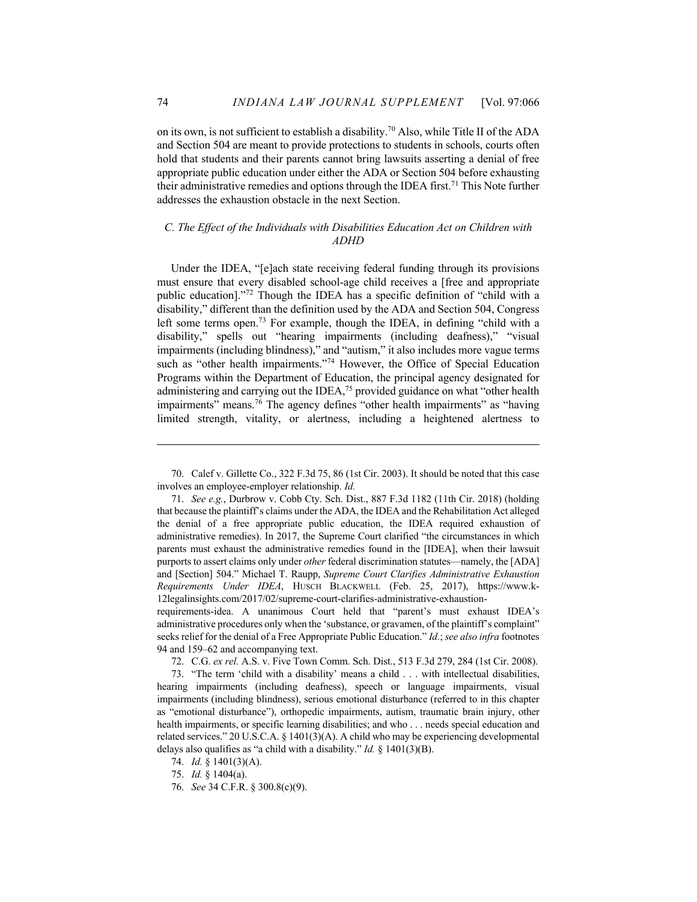on its own, is not sufficient to establish a disability.[70] Also, while Title II of the ADA and Section 504 are meant to provide protections to students in schools, courts often hold that students and their parents cannot bring lawsuits asserting a denial of free appropriate public education under either the ADA or Section 504 before exhausting their administrative remedies and options through the IDEA first.[71] This Note further addresses the exhaustion obstacle in the next Section.

### *C. The Effect of the Individuals with Disabilities Education Act on Children with ADHD*

Under the IDEA, "[e]ach state receiving federal funding through its provisions must ensure that every disabled school-age child receives a [free and appropriate public education]."[72] Though the IDEA has a specific definition of "child with a disability," different than the definition used by the ADA and Section 504, Congress left some terms open.[73] For example, though the IDEA, in defining "child with a disability," spells out "hearing impairments (including deafness)," "visual impairments (including blindness)," and "autism," it also includes more vague terms such as "other health impairments."[74] However, the Office of Special Education Programs within the Department of Education, the principal agency designated for administering and carrying out the IDEA,[75] provided guidance on what "other health impairments" means.[76] The agency defines "other health impairments" as "having limited strength, vitality, or alertness, including a heightened alertness to

---

70. Calef v. Gillette Co., 322 F.3d 75, 86 (1st Cir. 2003). It should be noted that this case involves an employee-employer relationship. *Id.*

71. *See e.g.*, Durbrow v. Cobb Cty. Sch. Dist., 887 F.3d 1182 (11th Cir. 2018) (holding that because the plaintiff's claims under the ADA, the IDEA and the Rehabilitation Act alleged the denial of a free appropriate public education, the IDEA required exhaustion of administrative remedies). In 2017, the Supreme Court clarified "the circumstances in which parents must exhaust the administrative remedies found in the [IDEA], when their lawsuit purports to assert claims only under *other* federal discrimination statutes—namely, the [ADA] and [Section] 504." Michael T. Raupp, *Supreme Court Clarifies Administrative Exhaustion Requirements Under IDEA*, HUSCH BLACKWELL (Feb. 25, 2017), https://www.k-12legalinsights.com/2017/02/supreme-court-clarifies-administrative-exhaustion-requirements-idea. A unanimous Court held that "parent's must exhaust IDEA's administrative procedures only when the 'substance, or gravamen, of the plaintiff's complaint" seeks relief for the denial of a Free Appropriate Public Education." *Id.*; *see also infra* footnotes 94 and 159–62 and accompanying text.

72. C.G. *ex rel.* A.S. v. Five Town Comm. Sch. Dist., 513 F.3d 279, 284 (1st Cir. 2008).

73. "The term 'child with a disability' means a child . . . with intellectual disabilities, hearing impairments (including deafness), speech or language impairments, visual impairments (including blindness), serious emotional disturbance (referred to in this chapter as "emotional disturbance"), orthopedic impairments, autism, traumatic brain injury, other health impairments, or specific learning disabilities; and who . . . needs special education and related services." 20 U.S.C.A. § 1401(3)(A). A child who may be experiencing developmental delays also qualifies as "a child with a disability." *Id.* § 1401(3)(B).

74. *Id.* § 1401(3)(A).

75. *Id.* § 1404(a).

76. *See* 34 C.F.R. § 300.8(c)(9).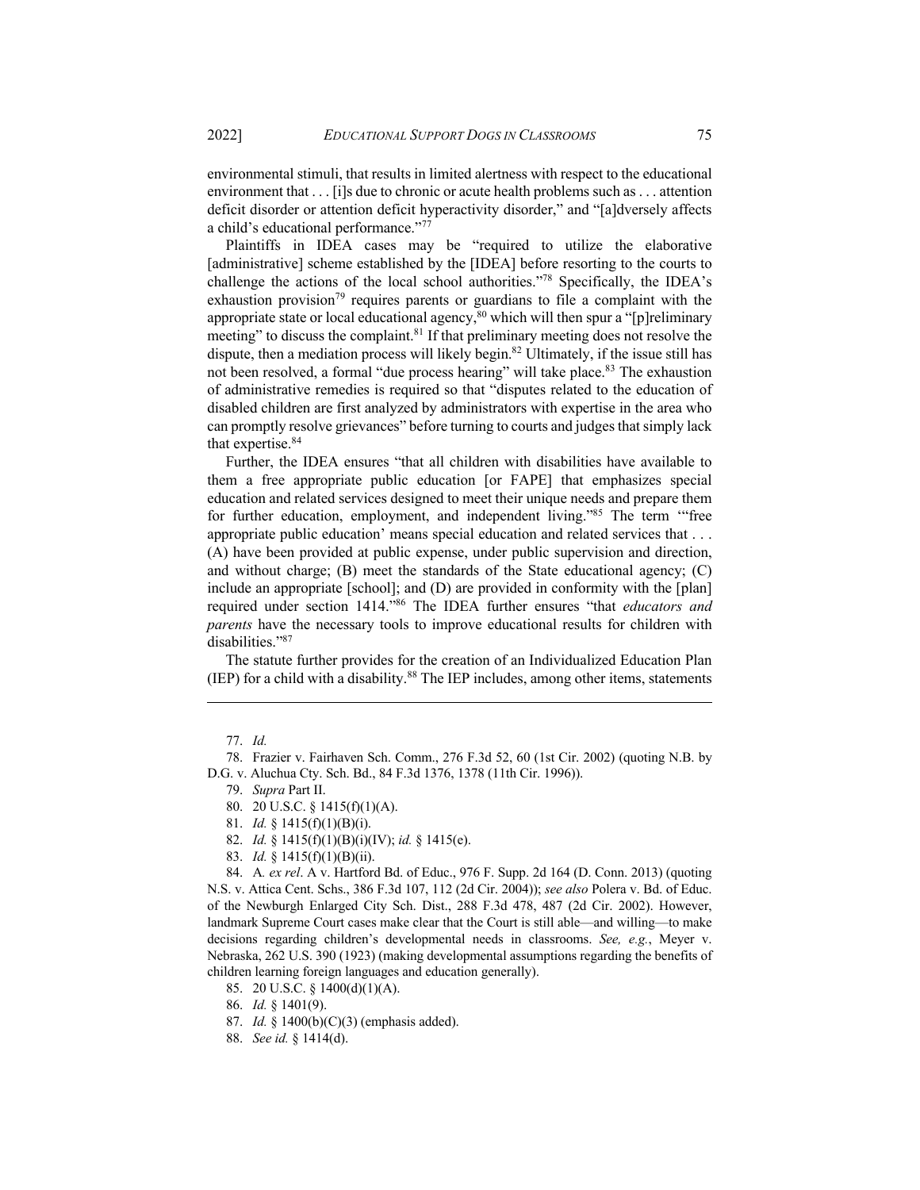environmental stimuli, that results in limited alertness with respect to the educational environment that . . . [i]s due to chronic or acute health problems such as . . . attention deficit disorder or attention deficit hyperactivity disorder," and "[a]dversely affects a child's educational performance."[77]

Plaintiffs in IDEA cases may be "required to utilize the elaborative [administrative] scheme established by the [IDEA] before resorting to the courts to challenge the actions of the local school authorities."[78] Specifically, the IDEA's exhaustion provision[79] requires parents or guardians to file a complaint with the appropriate state or local educational agency,[80] which will then spur a "[p]reliminary meeting" to discuss the complaint.[81] If that preliminary meeting does not resolve the dispute, then a mediation process will likely begin.[82] Ultimately, if the issue still has not been resolved, a formal "due process hearing" will take place.[83] The exhaustion of administrative remedies is required so that "disputes related to the education of disabled children are first analyzed by administrators with expertise in the area who can promptly resolve grievances" before turning to courts and judges that simply lack that expertise.[84]

Further, the IDEA ensures "that all children with disabilities have available to them a free appropriate public education [or FAPE] that emphasizes special education and related services designed to meet their unique needs and prepare them for further education, employment, and independent living."[85] The term "'free appropriate public education' means special education and related services that . . . (A) have been provided at public expense, under public supervision and direction, and without charge; (B) meet the standards of the State educational agency; (C) include an appropriate [school]; and (D) are provided in conformity with the [plan] required under section 1414."[86] The IDEA further ensures "that *educators and parents* have the necessary tools to improve educational results for children with disabilities."[87]

The statute further provides for the creation of an Individualized Education Plan (IEP) for a child with a disability.[88] The IEP includes, among other items, statements

---

77. *Id.*

78. Frazier v. Fairhaven Sch. Comm., 276 F.3d 52, 60 (1st Cir. 2002) (quoting N.B. by D.G. v. Aluchua Cty. Sch. Bd., 84 F.3d 1376, 1378 (11th Cir. 1996)).

79. *Supra* Part II.

80. 20 U.S.C. § 1415(f)(1)(A).

81. *Id.* § 1415(f)(1)(B)(i).

82. *Id.* § 1415(f)(1)(B)(i)(IV); *id.* § 1415(e).

83. *Id.* § 1415(f)(1)(B)(ii).

84. A*. ex rel*. A v. Hartford Bd. of Educ., 976 F. Supp. 2d 164 (D. Conn. 2013) (quoting N.S. v. Attica Cent. Schs., 386 F.3d 107, 112 (2d Cir. 2004)); *see also* Polera v. Bd. of Educ. of the Newburgh Enlarged City Sch. Dist., 288 F.3d 478, 487 (2d Cir. 2002). However, landmark Supreme Court cases make clear that the Court is still able—and willing—to make decisions regarding children's developmental needs in classrooms. *See, e.g.*, Meyer v. Nebraska, 262 U.S. 390 (1923) (making developmental assumptions regarding the benefits of children learning foreign languages and education generally).

85. 20 U.S.C. § 1400(d)(1)(A).

86. *Id.* § 1401(9).

87. *Id.* § 1400(b)(C)(3) (emphasis added).

88. *See id.* § 1414(d).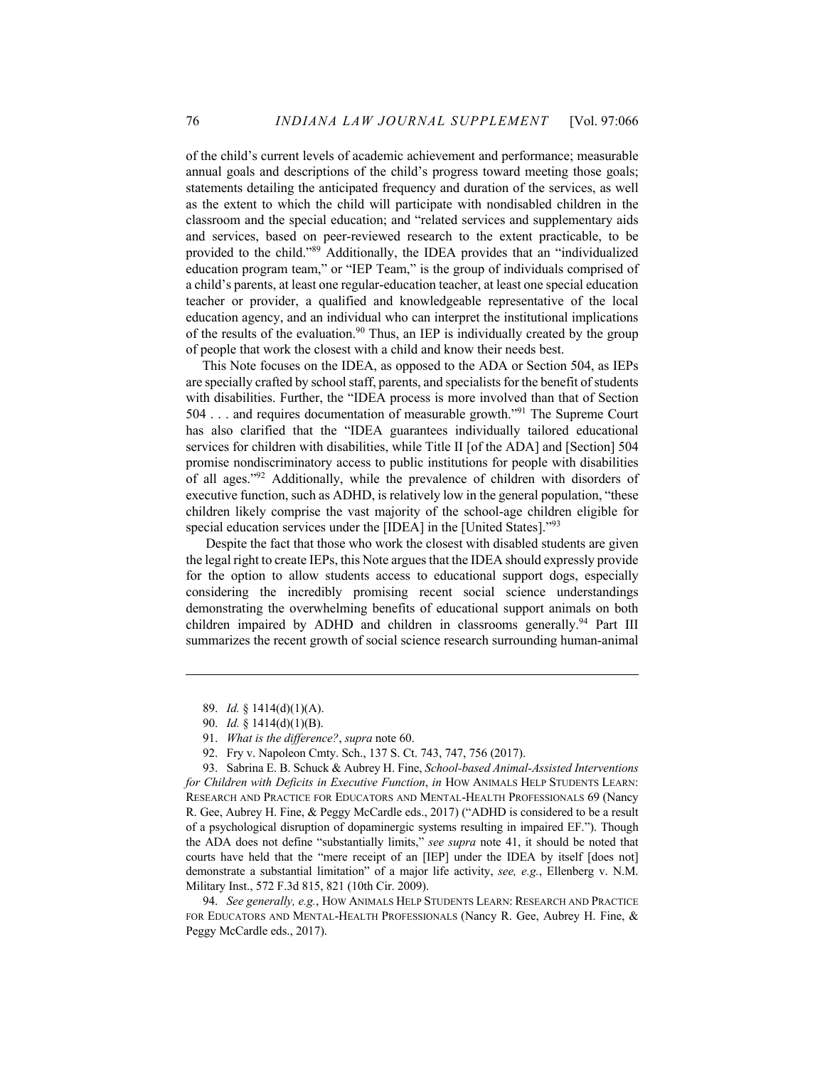of the child's current levels of academic achievement and performance; measurable annual goals and descriptions of the child's progress toward meeting those goals; statements detailing the anticipated frequency and duration of the services, as well as the extent to which the child will participate with nondisabled children in the classroom and the special education; and "related services and supplementary aids and services, based on peer-reviewed research to the extent practicable, to be provided to the child."[89] Additionally, the IDEA provides that an "individualized education program team," or "IEP Team," is the group of individuals comprised of a child's parents, at least one regular-education teacher, at least one special education teacher or provider, a qualified and knowledgeable representative of the local education agency, and an individual who can interpret the institutional implications of the results of the evaluation.[90] Thus, an IEP is individually created by the group of people that work the closest with a child and know their needs best.

This Note focuses on the IDEA, as opposed to the ADA or Section 504, as IEPs are specially crafted by school staff, parents, and specialists for the benefit of students with disabilities. Further, the "IDEA process is more involved than that of Section 504 . . . and requires documentation of measurable growth."[91] The Supreme Court has also clarified that the "IDEA guarantees individually tailored educational services for children with disabilities, while Title II [of the ADA] and [Section] 504 promise nondiscriminatory access to public institutions for people with disabilities of all ages."[92] Additionally, while the prevalence of children with disorders of executive function, such as ADHD, is relatively low in the general population, "these children likely comprise the vast majority of the school-age children eligible for special education services under the [IDEA] in the [United States]."[93]

Despite the fact that those who work the closest with disabled students are given the legal right to create IEPs, this Note argues that the IDEA should expressly provide for the option to allow students access to educational support dogs, especially considering the incredibly promising recent social science understandings demonstrating the overwhelming benefits of educational support animals on both children impaired by ADHD and children in classrooms generally.[94] Part III summarizes the recent growth of social science research surrounding human-animal

---

89. *Id.* § 1414(d)(1)(A).

90. *Id.* § 1414(d)(1)(B).

91. *What is the difference?*, *supra* note 60.

92. Fry v. Napoleon Cmty. Sch., 137 S. Ct. 743, 747, 756 (2017).

93. Sabrina E. B. Schuck & Aubrey H. Fine, *School-based Animal-Assisted Interventions for Children with Deficits in Executive Function*, *in* HOW ANIMALS HELP STUDENTS LEARN: RESEARCH AND PRACTICE FOR EDUCATORS AND MENTAL-HEALTH PROFESSIONALS 69 (Nancy R. Gee, Aubrey H. Fine, & Peggy McCardle eds., 2017) ("ADHD is considered to be a result of a psychological disruption of dopaminergic systems resulting in impaired EF."). Though the ADA does not define "substantially limits," *see supra* note 41, it should be noted that courts have held that the "mere receipt of an [IEP] under the IDEA by itself [does not] demonstrate a substantial limitation" of a major life activity, *see, e.g.*, Ellenberg v. N.M. Military Inst., 572 F.3d 815, 821 (10th Cir. 2009).

94. *See generally, e.g.*, HOW ANIMALS HELP STUDENTS LEARN: RESEARCH AND PRACTICE FOR EDUCATORS AND MENTAL-HEALTH PROFESSIONALS (Nancy R. Gee, Aubrey H. Fine, & Peggy McCardle eds., 2017).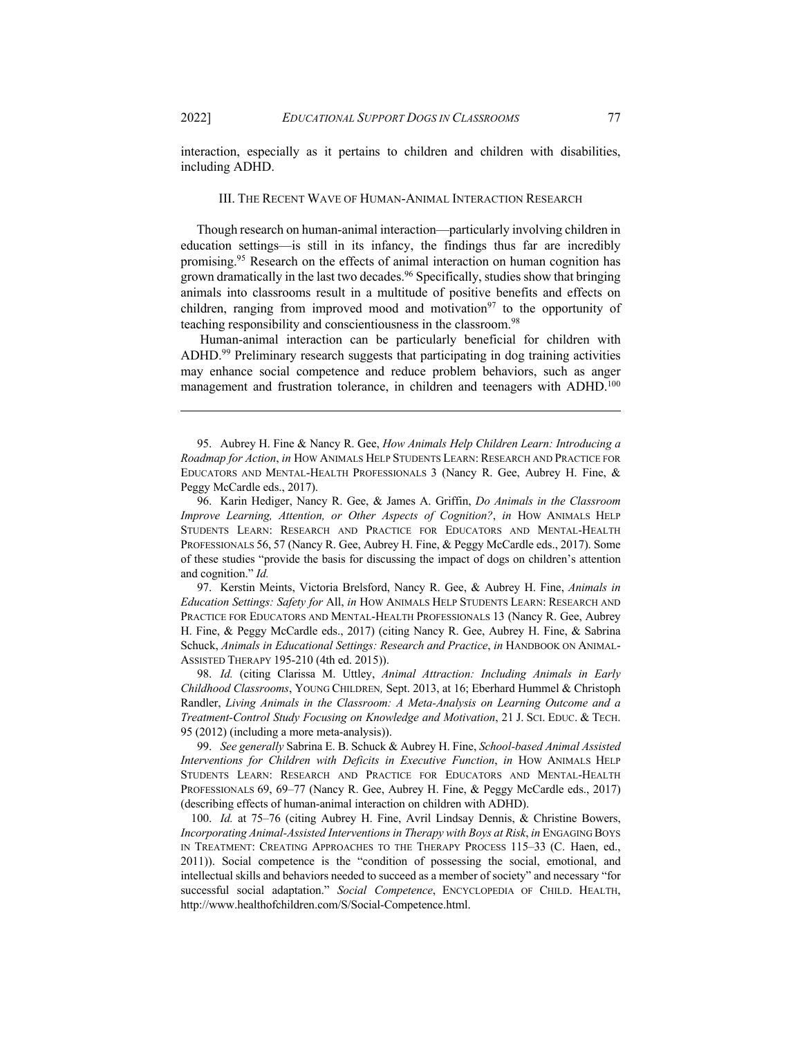interaction, especially as it pertains to children and children with disabilities, including ADHD.

## III. The Recent Wave of Human-Animal Interaction Research

Though research on human-animal interaction—particularly involving children in education settings—is still in its infancy, the findings thus far are incredibly promising.[95] Research on the effects of animal interaction on human cognition has grown dramatically in the last two decades.[96] Specifically, studies show that bringing animals into classrooms result in a multitude of positive benefits and effects on children, ranging from improved mood and motivation[97] to the opportunity of teaching responsibility and conscientiousness in the classroom.[98]

Human-animal interaction can be particularly beneficial for children with ADHD.[99] Preliminary research suggests that participating in dog training activities may enhance social competence and reduce problem behaviors, such as anger management and frustration tolerance, in children and teenagers with ADHD.[100]

---

95. Aubrey H. Fine & Nancy R. Gee, *How Animals Help Children Learn: Introducing a Roadmap for Action*, *in* HOW ANIMALS HELP STUDENTS LEARN: RESEARCH AND PRACTICE FOR EDUCATORS AND MENTAL-HEALTH PROFESSIONALS 3 (Nancy R. Gee, Aubrey H. Fine, & Peggy McCardle eds., 2017).

96. Karin Hediger, Nancy R. Gee, & James A. Griffin, *Do Animals in the Classroom Improve Learning, Attention, or Other Aspects of Cognition?*, *in* HOW ANIMALS HELP STUDENTS LEARN: RESEARCH AND PRACTICE FOR EDUCATORS AND MENTAL-HEALTH PROFESSIONALS 56, 57 (Nancy R. Gee, Aubrey H. Fine, & Peggy McCardle eds., 2017). Some of these studies "provide the basis for discussing the impact of dogs on children's attention and cognition." *Id.*

97. Kerstin Meints, Victoria Brelsford, Nancy R. Gee, & Aubrey H. Fine, *Animals in Education Settings: Safety for* All, *in* HOW ANIMALS HELP STUDENTS LEARN: RESEARCH AND PRACTICE FOR EDUCATORS AND MENTAL-HEALTH PROFESSIONALS 13 (Nancy R. Gee, Aubrey H. Fine, & Peggy McCardle eds., 2017) (citing Nancy R. Gee, Aubrey H. Fine, & Sabrina Schuck, *Animals in Educational Settings: Research and Practice*, *in* HANDBOOK ON ANIMAL-ASSISTED THERAPY 195-210 (4th ed. 2015)).

98. *Id.* (citing Clarissa M. Uttley, *Animal Attraction: Including Animals in Early Childhood Classrooms*, YOUNG CHILDREN, Sept. 2013, at 16; Eberhard Hummel & Christoph Randler, *Living Animals in the Classroom: A Meta-Analysis on Learning Outcome and a Treatment-Control Study Focusing on Knowledge and Motivation*, 21 J. SCI. EDUC. & TECH. 95 (2012) (including a more meta-analysis)).

99. *See generally* Sabrina E. B. Schuck & Aubrey H. Fine, *School-based Animal Assisted Interventions for Children with Deficits in Executive Function*, *in* HOW ANIMALS HELP STUDENTS LEARN: RESEARCH AND PRACTICE FOR EDUCATORS AND MENTAL-HEALTH PROFESSIONALS 69, 69–77 (Nancy R. Gee, Aubrey H. Fine, & Peggy McCardle eds., 2017) (describing effects of human-animal interaction on children with ADHD).

100. *Id.* at 75–76 (citing Aubrey H. Fine, Avril Lindsay Dennis, & Christine Bowers, *Incorporating Animal-Assisted Interventions in Therapy with Boys at Risk*, *in* ENGAGING BOYS IN TREATMENT: CREATING APPROACHES TO THE THERAPY PROCESS 115–33 (C. Haen, ed., 2011)). Social competence is the "condition of possessing the social, emotional, and intellectual skills and behaviors needed to succeed as a member of society" and necessary "for successful social adaptation." *Social Competence*, ENCYCLOPEDIA OF CHILD. HEALTH, http://www.healthofchildren.com/S/Social-Competence.html.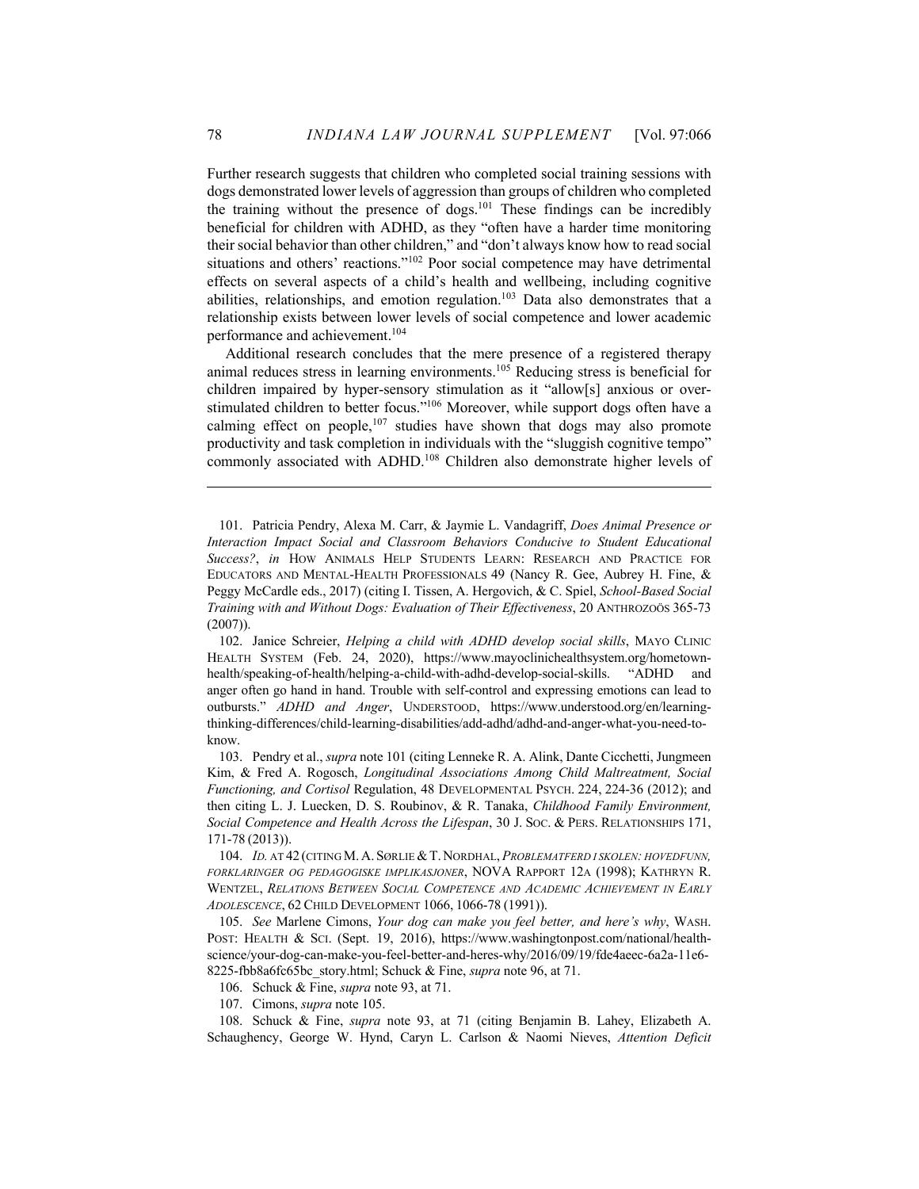Further research suggests that children who completed social training sessions with dogs demonstrated lower levels of aggression than groups of children who completed the training without the presence of dogs.[101] These findings can be incredibly beneficial for children with ADHD, as they "often have a harder time monitoring their social behavior than other children," and "don't always know how to read social situations and others' reactions."[102] Poor social competence may have detrimental effects on several aspects of a child's health and wellbeing, including cognitive abilities, relationships, and emotion regulation.[103] Data also demonstrates that a relationship exists between lower levels of social competence and lower academic performance and achievement.[104]

Additional research concludes that the mere presence of a registered therapy animal reduces stress in learning environments.[105] Reducing stress is beneficial for children impaired by hyper-sensory stimulation as it "allow[s] anxious or over-stimulated children to better focus."[106] Moreover, while support dogs often have a calming effect on people,[107] studies have shown that dogs may also promote productivity and task completion in individuals with the "sluggish cognitive tempo" commonly associated with ADHD.[108] Children also demonstrate higher levels of

---

101. Patricia Pendry, Alexa M. Carr, & Jaymie L. Vandagriff, *Does Animal Presence or Interaction Impact Social and Classroom Behaviors Conducive to Student Educational Success?*, *in* HOW ANIMALS HELP STUDENTS LEARN: RESEARCH AND PRACTICE FOR EDUCATORS AND MENTAL-HEALTH PROFESSIONALS 49 (Nancy R. Gee, Aubrey H. Fine, & Peggy McCardle eds., 2017) (citing I. Tissen, A. Hergovich, & C. Spiel, *School-Based Social Training with and Without Dogs: Evaluation of Their Effectiveness*, 20 ANTHROZOÖS 365-73 (2007)).

102. Janice Schreier, *Helping a child with ADHD develop social skills*, MAYO CLINIC HEALTH SYSTEM (Feb. 24, 2020), https://www.mayoclinichealthsystem.org/hometown-health/speaking-of-health/helping-a-child-with-adhd-develop-social-skills. "ADHD and anger often go hand in hand. Trouble with self-control and expressing emotions can lead to outbursts." *ADHD and Anger*, UNDERSTOOD, https://www.understood.org/en/learning-thinking-differences/child-learning-disabilities/add-adhd/adhd-and-anger-what-you-need-to-know.

103. Pendry et al., *supra* note 101 (citing Lenneke R. A. Alink, Dante Cicchetti, Jungmeen Kim, & Fred A. Rogosch, *Longitudinal Associations Among Child Maltreatment, Social Functioning, and Cortisol* Regulation, 48 DEVELOPMENTAL PSYCH. 224, 224-36 (2012); and then citing L. J. Luecken, D. S. Roubinov, & R. Tanaka, *Childhood Family Environment, Social Competence and Health Across the Lifespan*, 30 J. SOC. & PERS. RELATIONSHIPS 171, 171-78 (2013)).

104. *ID.* AT 42 (CITING M. A. SØRLIE & T. NORDHAL, *PROBLEMATFERD I SKOLEN: HOVEDFUNN, FORKLARINGER OG PEDAGOGISKE IMPLIKASJONER*, NOVA RAPPORT 12A (1998); KATHRYN R. WENTZEL, *RELATIONS BETWEEN SOCIAL COMPETENCE AND ACADEMIC ACHIEVEMENT IN EARLY ADOLESCENCE*, 62 CHILD DEVELOPMENT 1066, 1066-78 (1991)).

105. *See* Marlene Cimons, *Your dog can make you feel better, and here's why*, WASH. POST: HEALTH & SCI. (Sept. 19, 2016), https://www.washingtonpost.com/national/health-science/your-dog-can-make-you-feel-better-and-heres-why/2016/09/19/fde4aeec-6a2a-11e6-8225-fbb8a6fc65bc_story.html; Schuck & Fine, *supra* note 96, at 71.

106. Schuck & Fine, *supra* note 93, at 71.

107. Cimons, *supra* note 105.

108. Schuck & Fine, *supra* note 93, at 71 (citing Benjamin B. Lahey, Elizabeth A. Schaughency, George W. Hynd, Caryn L. Carlson & Naomi Nieves, *Attention Deficit*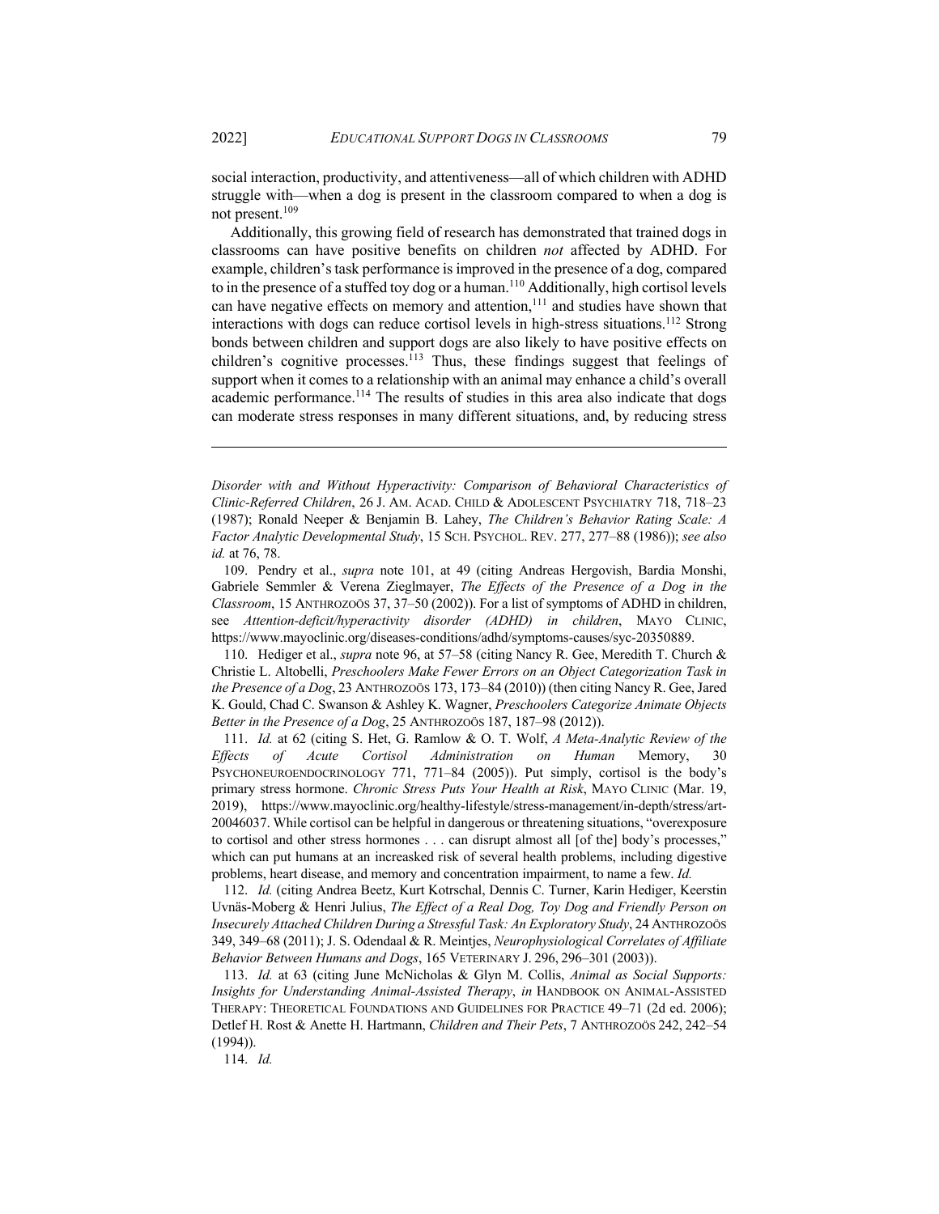social interaction, productivity, and attentiveness—all of which children with ADHD struggle with—when a dog is present in the classroom compared to when a dog is not present.[109]

Additionally, this growing field of research has demonstrated that trained dogs in classrooms can have positive benefits on children *not* affected by ADHD. For example, children's task performance is improved in the presence of a dog, compared to in the presence of a stuffed toy dog or a human.[110] Additionally, high cortisol levels can have negative effects on memory and attention,[111] and studies have shown that interactions with dogs can reduce cortisol levels in high-stress situations.[112] Strong bonds between children and support dogs are also likely to have positive effects on children's cognitive processes.[113] Thus, these findings suggest that feelings of support when it comes to a relationship with an animal may enhance a child's overall academic performance.[114] The results of studies in this area also indicate that dogs can moderate stress responses in many different situations, and, by reducing stress

---

*Disorder with and Without Hyperactivity: Comparison of Behavioral Characteristics of Clinic-Referred Children*, 26 J. AM. ACAD. CHILD & ADOLESCENT PSYCHIATRY 718, 718–23 (1987); Ronald Neeper & Benjamin B. Lahey, *The Children's Behavior Rating Scale: A Factor Analytic Developmental Study*, 15 SCH. PSYCHOL. REV. 277, 277–88 (1986)); *see also id.* at 76, 78.

109. Pendry et al., *supra* note 101, at 49 (citing Andreas Hergovish, Bardia Monshi, Gabriele Semmler & Verena Zieglmayer, *The Effects of the Presence of a Dog in the Classroom*, 15 ANTHROZOÖS 37, 37–50 (2002)). For a list of symptoms of ADHD in children, see *Attention-deficit/hyperactivity disorder (ADHD) in children*, MAYO CLINIC, https://www.mayoclinic.org/diseases-conditions/adhd/symptoms-causes/syc-20350889.

110. Hediger et al., *supra* note 96, at 57–58 (citing Nancy R. Gee, Meredith T. Church & Christie L. Altobelli, *Preschoolers Make Fewer Errors on an Object Categorization Task in the Presence of a Dog*, 23 ANTHROZOÖS 173, 173–84 (2010)) (then citing Nancy R. Gee, Jared K. Gould, Chad C. Swanson & Ashley K. Wagner, *Preschoolers Categorize Animate Objects Better in the Presence of a Dog*, 25 ANTHROZOÖS 187, 187–98 (2012)).

111. *Id.* at 62 (citing S. Het, G. Ramlow & O. T. Wolf, *A Meta-Analytic Review of the Effects of Acute Cortisol Administration on Human* Memory, 30 PSYCHONEUROENDOCRINOLOGY 771, 771–84 (2005)). Put simply, cortisol is the body's primary stress hormone. *Chronic Stress Puts Your Health at Risk*, MAYO CLINIC (Mar. 19, 2019), https://www.mayoclinic.org/healthy-lifestyle/stress-management/in-depth/stress/art-20046037. While cortisol can be helpful in dangerous or threatening situations, "overexposure to cortisol and other stress hormones . . . can disrupt almost all [of the] body's processes," which can put humans at an increasked risk of several health problems, including digestive problems, heart disease, and memory and concentration impairment, to name a few. *Id.*

112. *Id.* (citing Andrea Beetz, Kurt Kotrschal, Dennis C. Turner, Karin Hediger, Keerstin Uvnäs-Moberg & Henri Julius, *The Effect of a Real Dog, Toy Dog and Friendly Person on Insecurely Attached Children During a Stressful Task: An Exploratory Study*, 24 ANTHROZOÖS 349, 349–68 (2011); J. S. Odendaal & R. Meintjes, *Neurophysiological Correlates of Affiliate Behavior Between Humans and Dogs*, 165 VETERINARY J. 296, 296–301 (2003)).

113. *Id.* at 63 (citing June McNicholas & Glyn M. Collis, *Animal as Social Supports: Insights for Understanding Animal-Assisted Therapy*, *in* HANDBOOK ON ANIMAL-ASSISTED THERAPY: THEORETICAL FOUNDATIONS AND GUIDELINES FOR PRACTICE 49–71 (2d ed. 2006); Detlef H. Rost & Anette H. Hartmann, *Children and Their Pets*, 7 ANTHROZOÖS 242, 242–54 (1994)).

114. *Id.*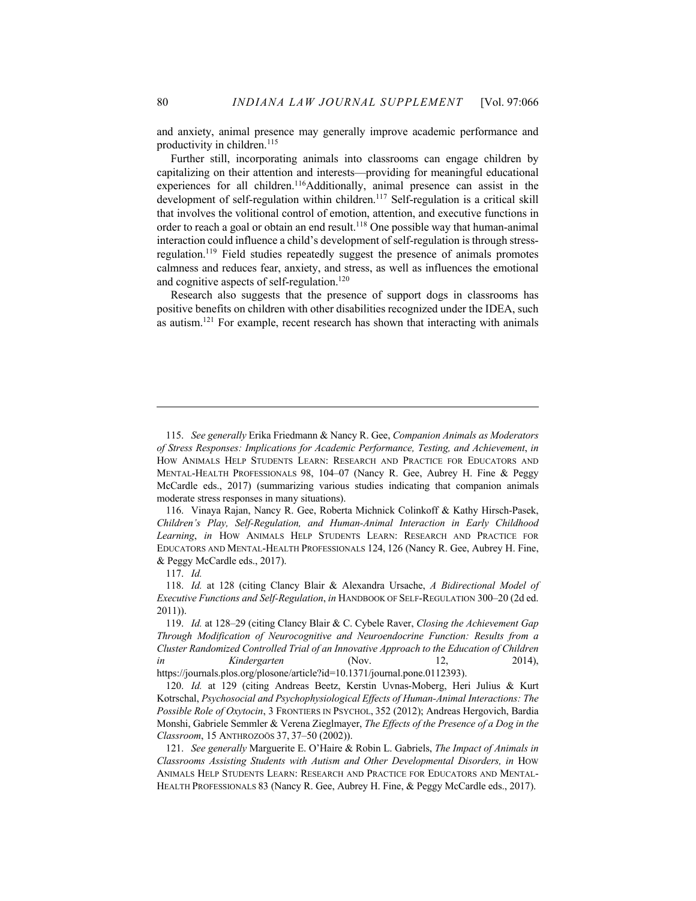and anxiety, animal presence may generally improve academic performance and productivity in children.[115]

Further still, incorporating animals into classrooms can engage children by capitalizing on their attention and interests—providing for meaningful educational experiences for all children.[116]Additionally, animal presence can assist in the development of self-regulation within children.[117] Self-regulation is a critical skill that involves the volitional control of emotion, attention, and executive functions in order to reach a goal or obtain an end result.[118] One possible way that human-animal interaction could influence a child's development of self-regulation is through stress-regulation.[119] Field studies repeatedly suggest the presence of animals promotes calmness and reduces fear, anxiety, and stress, as well as influences the emotional and cognitive aspects of self-regulation.[120]

Research also suggests that the presence of support dogs in classrooms has positive benefits on children with other disabilities recognized under the IDEA, such as autism.[121] For example, recent research has shown that interacting with animals

---

115. *See generally* Erika Friedmann & Nancy R. Gee, *Companion Animals as Moderators of Stress Responses: Implications for Academic Performance, Testing, and Achievement*, *in* HOW ANIMALS HELP STUDENTS LEARN: RESEARCH AND PRACTICE FOR EDUCATORS AND MENTAL-HEALTH PROFESSIONALS 98, 104–07 (Nancy R. Gee, Aubrey H. Fine & Peggy McCardle eds., 2017) (summarizing various studies indicating that companion animals moderate stress responses in many situations).

116. Vinaya Rajan, Nancy R. Gee, Roberta Michnick Colinkoff & Kathy Hirsch-Pasek, *Children's Play, Self-Regulation, and Human-Animal Interaction in Early Childhood Learning*, *in* HOW ANIMALS HELP STUDENTS LEARN: RESEARCH AND PRACTICE FOR EDUCATORS AND MENTAL-HEALTH PROFESSIONALS 124, 126 (Nancy R. Gee, Aubrey H. Fine, & Peggy McCardle eds., 2017).

117. *Id.*

118. *Id.* at 128 (citing Clancy Blair & Alexandra Ursache, *A Bidirectional Model of Executive Functions and Self-Regulation*, *in* HANDBOOK OF SELF-REGULATION 300–20 (2d ed. 2011)).

119. *Id.* at 128–29 (citing Clancy Blair & C. Cybele Raver, *Closing the Achievement Gap Through Modification of Neurocognitive and Neuroendocrine Function: Results from a Cluster Randomized Controlled Trial of an Innovative Approach to the Education of Children in Kindergarten* (Nov. 12, 2014), https://journals.plos.org/plosone/article?id=10.1371/journal.pone.0112393).

120. *Id.* at 129 (citing Andreas Beetz, Kerstin Uvnas-Moberg, Heri Julius & Kurt Kotrschal, *Psychosocial and Psychophysiological Effects of Human-Animal Interactions: The Possible Role of Oxytocin*, 3 FRONTIERS IN PSYCHOL, 352 (2012); Andreas Hergovich, Bardia Monshi, Gabriele Semmler & Verena Zieglmayer, *The Effects of the Presence of a Dog in the Classroom*, 15 ANTHROZOÖS 37, 37–50 (2002)).

121. *See generally* Marguerite E. O'Haire & Robin L. Gabriels, *The Impact of Animals in Classrooms Assisting Students with Autism and Other Developmental Disorders, in* HOW ANIMALS HELP STUDENTS LEARN: RESEARCH AND PRACTICE FOR EDUCATORS AND MENTAL-HEALTH PROFESSIONALS 83 (Nancy R. Gee, Aubrey H. Fine, & Peggy McCardle eds., 2017).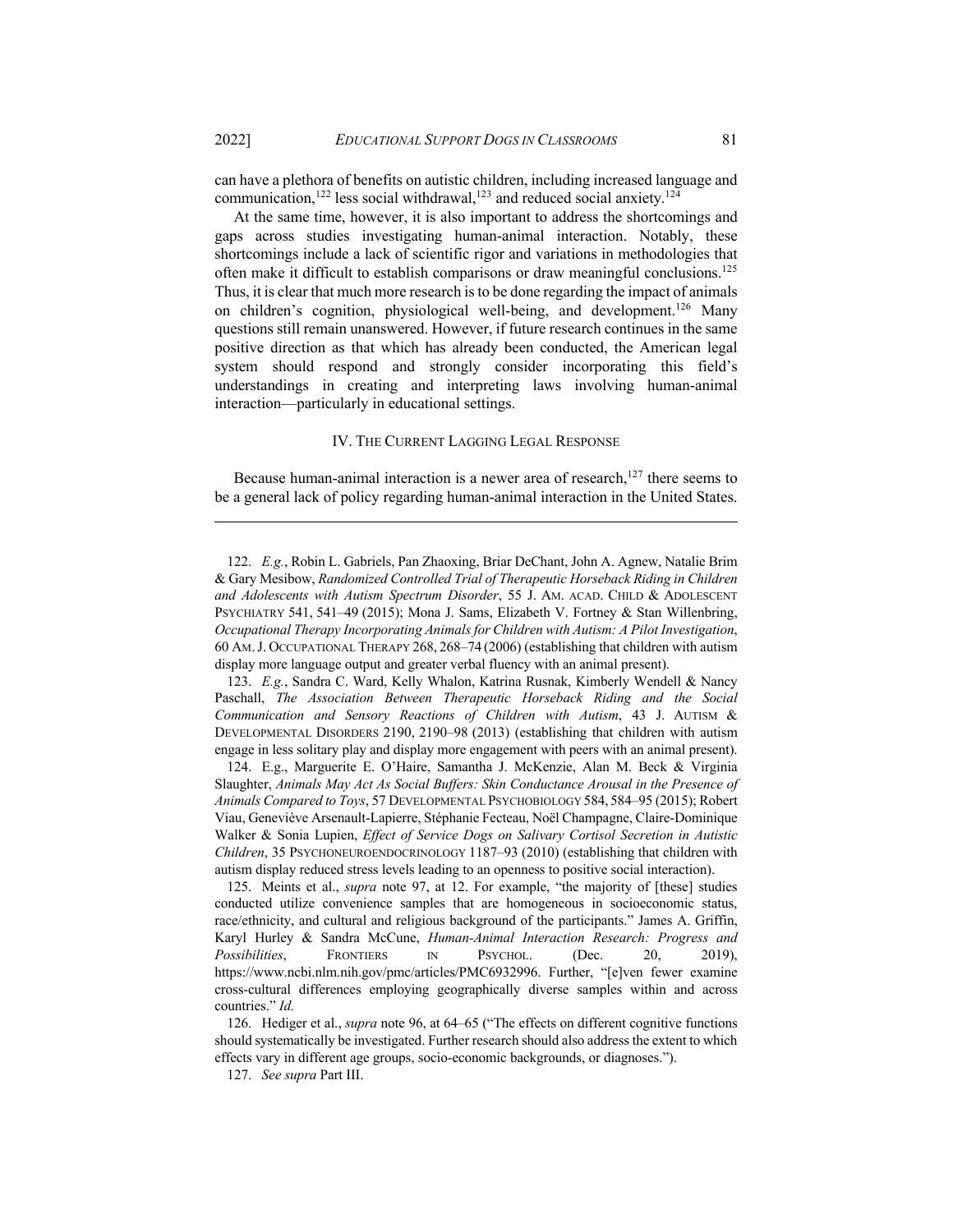can have a plethora of benefits on autistic children, including increased language and communication,[122] less social withdrawal,[123] and reduced social anxiety.[124]

At the same time, however, it is also important to address the shortcomings and gaps across studies investigating human-animal interaction. Notably, these shortcomings include a lack of scientific rigor and variations in methodologies that often make it difficult to establish comparisons or draw meaningful conclusions.[125] Thus, it is clear that much more research is to be done regarding the impact of animals on children's cognition, physiological well-being, and development.[126] Many questions still remain unanswered. However, if future research continues in the same positive direction as that which has already been conducted, the American legal system should respond and strongly consider incorporating this field's understandings in creating and interpreting laws involving human-animal interaction—particularly in educational settings.

## IV. The Current Lagging Legal Response

Because human-animal interaction is a newer area of research,[127] there seems to be a general lack of policy regarding human-animal interaction in the United States.

---

122. *E.g.*, Robin L. Gabriels, Pan Zhaoxing, Briar DeChant, John A. Agnew, Natalie Brim & Gary Mesibow, *Randomized Controlled Trial of Therapeutic Horseback Riding in Children and Adolescents with Autism Spectrum Disorder*, 55 J. Am. Acad. Child & Adolescent Psychiatry 541, 541–49 (2015); Mona J. Sams, Elizabeth V. Fortney & Stan Willenbring, *Occupational Therapy Incorporating Animals for Children with Autism: A Pilot Investigation*, 60 Am. J. Occupational Therapy 268, 268–74 (2006) (establishing that children with autism display more language output and greater verbal fluency with an animal present).

123. *E.g.*, Sandra C. Ward, Kelly Whalon, Katrina Rusnak, Kimberly Wendell & Nancy Paschall, *The Association Between Therapeutic Horseback Riding and the Social Communication and Sensory Reactions of Children with Autism*, 43 J. Autism & Developmental Disorders 2190, 2190–98 (2013) (establishing that children with autism engage in less solitary play and display more engagement with peers with an animal present).

124. E.g., Marguerite E. O'Haire, Samantha J. McKenzie, Alan M. Beck & Virginia Slaughter, *Animals May Act As Social Buffers: Skin Conductance Arousal in the Presence of Animals Compared to Toys*, 57 Developmental Psychobiology 584, 584–95 (2015); Robert Viau, Geneviève Arsenault-Lapierre, Stéphanie Fecteau, Noël Champagne, Claire-Dominique Walker & Sonia Lupien, *Effect of Service Dogs on Salivary Cortisol Secretion in Autistic Children*, 35 Psychoneuroendocrinology 1187–93 (2010) (establishing that children with autism display reduced stress levels leading to an openness to positive social interaction).

125. Meints et al., *supra* note 97, at 12. For example, "the majority of [these] studies conducted utilize convenience samples that are homogeneous in socioeconomic status, race/ethnicity, and cultural and religious background of the participants." James A. Griffin, Karyl Hurley & Sandra McCune, *Human-Animal Interaction Research: Progress and Possibilities*, Frontiers in Psychol. (Dec. 20, 2019), https://www.ncbi.nlm.nih.gov/pmc/articles/PMC6932996. Further, "[e]ven fewer examine cross-cultural differences employing geographically diverse samples within and across countries." *Id.*

126. Hediger et al., *supra* note 96, at 64–65 ("The effects on different cognitive functions should systematically be investigated. Further research should also address the extent to which effects vary in different age groups, socio-economic backgrounds, or diagnoses.").

127. *See supra* Part III.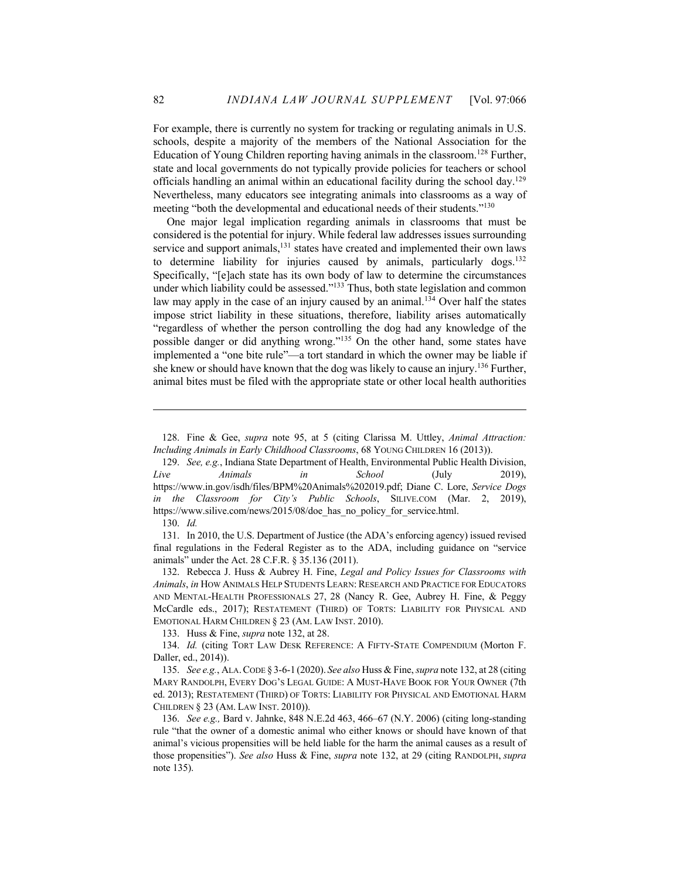For example, there is currently no system for tracking or regulating animals in U.S. schools, despite a majority of the members of the National Association for the Education of Young Children reporting having animals in the classroom.[128] Further, state and local governments do not typically provide policies for teachers or school officials handling an animal within an educational facility during the school day.[129] Nevertheless, many educators see integrating animals into classrooms as a way of meeting "both the developmental and educational needs of their students."[130]

One major legal implication regarding animals in classrooms that must be considered is the potential for injury. While federal law addresses issues surrounding service and support animals,[131] states have created and implemented their own laws to determine liability for injuries caused by animals, particularly dogs.[132] Specifically, "[e]ach state has its own body of law to determine the circumstances under which liability could be assessed."[133] Thus, both state legislation and common law may apply in the case of an injury caused by an animal.[134] Over half the states impose strict liability in these situations, therefore, liability arises automatically "regardless of whether the person controlling the dog had any knowledge of the possible danger or did anything wrong."[135] On the other hand, some states have implemented a "one bite rule"—a tort standard in which the owner may be liable if she knew or should have known that the dog was likely to cause an injury.[136] Further, animal bites must be filed with the appropriate state or other local health authorities

---

128. Fine & Gee, *supra* note 95, at 5 (citing Clarissa M. Uttley, *Animal Attraction: Including Animals in Early Childhood Classrooms*, 68 YOUNG CHILDREN 16 (2013)).

129. *See, e.g.*, Indiana State Department of Health, Environmental Public Health Division, *Live Animals in School* (July 2019), https://www.in.gov/isdh/files/BPM%20Animals%202019.pdf; Diane C. Lore, *Service Dogs in the Classroom for City's Public Schools*, SILIVE.COM (Mar. 2, 2019), https://www.silive.com/news/2015/08/doe_has_no_policy_for_service.html.

130. *Id.*

131. In 2010, the U.S. Department of Justice (the ADA's enforcing agency) issued revised final regulations in the Federal Register as to the ADA, including guidance on "service animals" under the Act. 28 C.F.R. § 35.136 (2011).

132. Rebecca J. Huss & Aubrey H. Fine, *Legal and Policy Issues for Classrooms with Animals*, *in* HOW ANIMALS HELP STUDENTS LEARN: RESEARCH AND PRACTICE FOR EDUCATORS AND MENTAL-HEALTH PROFESSIONALS 27, 28 (Nancy R. Gee, Aubrey H. Fine, & Peggy McCardle eds., 2017); RESTATEMENT (THIRD) OF TORTS: LIABILITY FOR PHYSICAL AND EMOTIONAL HARM CHILDREN § 23 (AM. LAW INST. 2010).

133. Huss & Fine, *supra* note 132, at 28.

134. *Id.* (citing TORT LAW DESK REFERENCE: A FIFTY-STATE COMPENDIUM (Morton F. Daller, ed., 2014)).

135. *See e.g.*, ALA. CODE § 3-6-1 (2020). *See also* Huss & Fine, *supra* note 132, at 28 (citing MARY RANDOLPH, EVERY DOG'S LEGAL GUIDE: A MUST-HAVE BOOK FOR YOUR OWNER (7th ed. 2013); RESTATEMENT (THIRD) OF TORTS: LIABILITY FOR PHYSICAL AND EMOTIONAL HARM CHILDREN § 23 (AM. LAW INST. 2010)).

136. *See e.g.,* Bard v. Jahnke, 848 N.E.2d 463, 466–67 (N.Y. 2006) (citing long-standing rule "that the owner of a domestic animal who either knows or should have known of that animal's vicious propensities will be held liable for the harm the animal causes as a result of those propensities"). *See also* Huss & Fine, *supra* note 132, at 29 (citing RANDOLPH, *supra* note 135).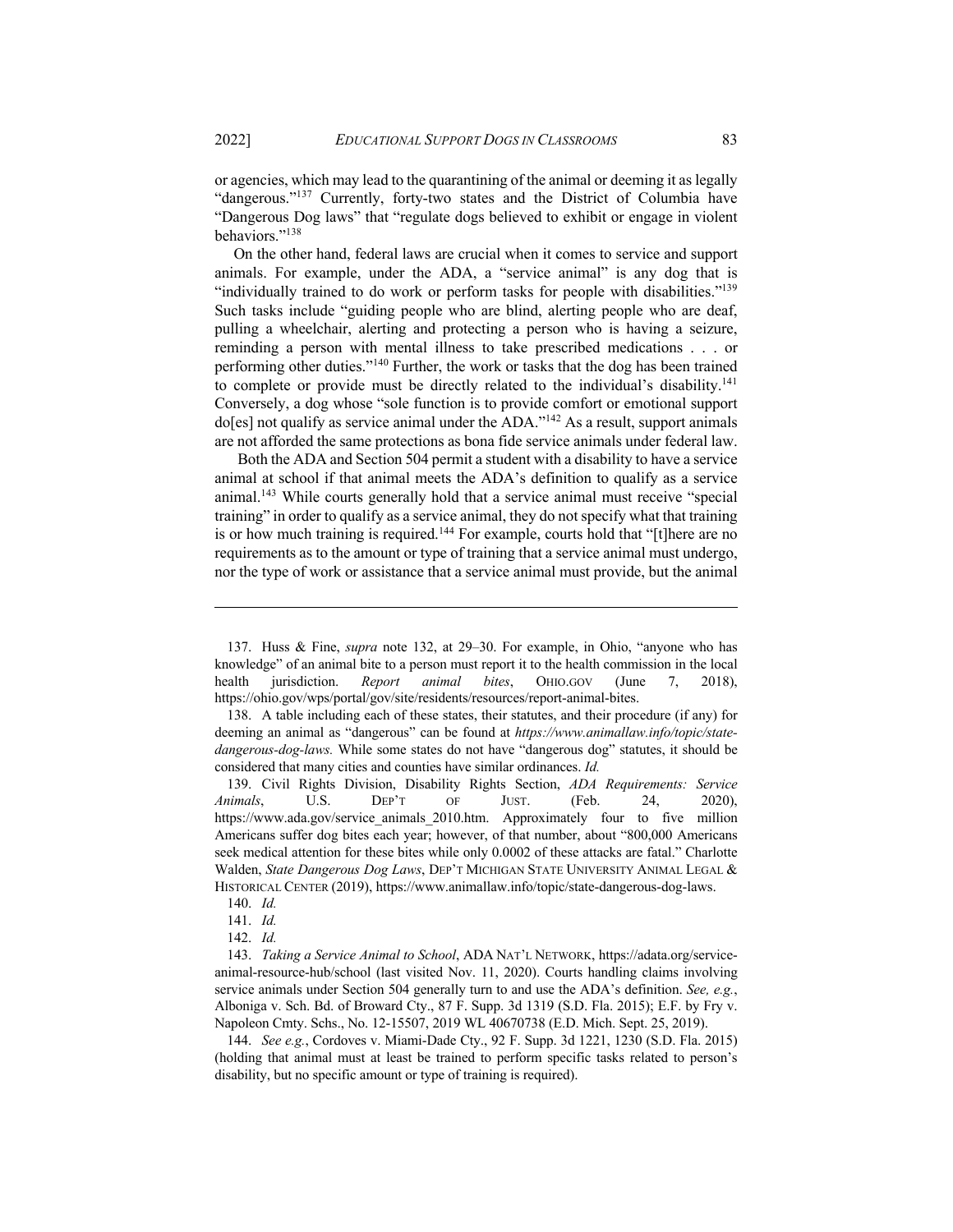or agencies, which may lead to the quarantining of the animal or deeming it as legally "dangerous."[137] Currently, forty-two states and the District of Columbia have "Dangerous Dog laws" that "regulate dogs believed to exhibit or engage in violent behaviors."[138]

On the other hand, federal laws are crucial when it comes to service and support animals. For example, under the ADA, a "service animal" is any dog that is "individually trained to do work or perform tasks for people with disabilities."[139] Such tasks include "guiding people who are blind, alerting people who are deaf, pulling a wheelchair, alerting and protecting a person who is having a seizure, reminding a person with mental illness to take prescribed medications . . . or performing other duties."[140] Further, the work or tasks that the dog has been trained to complete or provide must be directly related to the individual's disability.[141] Conversely, a dog whose "sole function is to provide comfort or emotional support do[es] not qualify as service animal under the ADA."[142] As a result, support animals are not afforded the same protections as bona fide service animals under federal law.

Both the ADA and Section 504 permit a student with a disability to have a service animal at school if that animal meets the ADA's definition to qualify as a service animal.[143] While courts generally hold that a service animal must receive "special training" in order to qualify as a service animal, they do not specify what that training is or how much training is required.[144] For example, courts hold that "[t]here are no requirements as to the amount or type of training that a service animal must undergo, nor the type of work or assistance that a service animal must provide, but the animal

---

137. Huss & Fine, *supra* note 132, at 29–30. For example, in Ohio, "anyone who has knowledge" of an animal bite to a person must report it to the health commission in the local health jurisdiction. *Report animal bites*, OHIO.GOV (June 7, 2018), https://ohio.gov/wps/portal/gov/site/residents/resources/report-animal-bites.

138. A table including each of these states, their statutes, and their procedure (if any) for deeming an animal as "dangerous" can be found at *https://www.animallaw.info/topic/state-dangerous-dog-laws.* While some states do not have "dangerous dog" statutes, it should be considered that many cities and counties have similar ordinances. *Id.*

139. Civil Rights Division, Disability Rights Section, *ADA Requirements: Service Animals*, U.S. DEP'T OF JUST. (Feb. 24, 2020), https://www.ada.gov/service_animals_2010.htm. Approximately four to five million Americans suffer dog bites each year; however, of that number, about "800,000 Americans seek medical attention for these bites while only 0.0002 of these attacks are fatal." Charlotte Walden, *State Dangerous Dog Laws*, DEP'T MICHIGAN STATE UNIVERSITY ANIMAL LEGAL & HISTORICAL CENTER (2019), https://www.animallaw.info/topic/state-dangerous-dog-laws.

140. *Id.*

141. *Id.*

142. *Id.*

143. *Taking a Service Animal to School*, ADA NAT'L NETWORK, https://adata.org/service-animal-resource-hub/school (last visited Nov. 11, 2020). Courts handling claims involving service animals under Section 504 generally turn to and use the ADA's definition. *See, e.g.*, Alboniga v. Sch. Bd. of Broward Cty., 87 F. Supp. 3d 1319 (S.D. Fla. 2015); E.F. by Fry v. Napoleon Cmty. Schs., No. 12-15507, 2019 WL 40670738 (E.D. Mich. Sept. 25, 2019).

144. *See e.g.*, Cordoves v. Miami-Dade Cty., 92 F. Supp. 3d 1221, 1230 (S.D. Fla. 2015) (holding that animal must at least be trained to perform specific tasks related to person's disability, but no specific amount or type of training is required).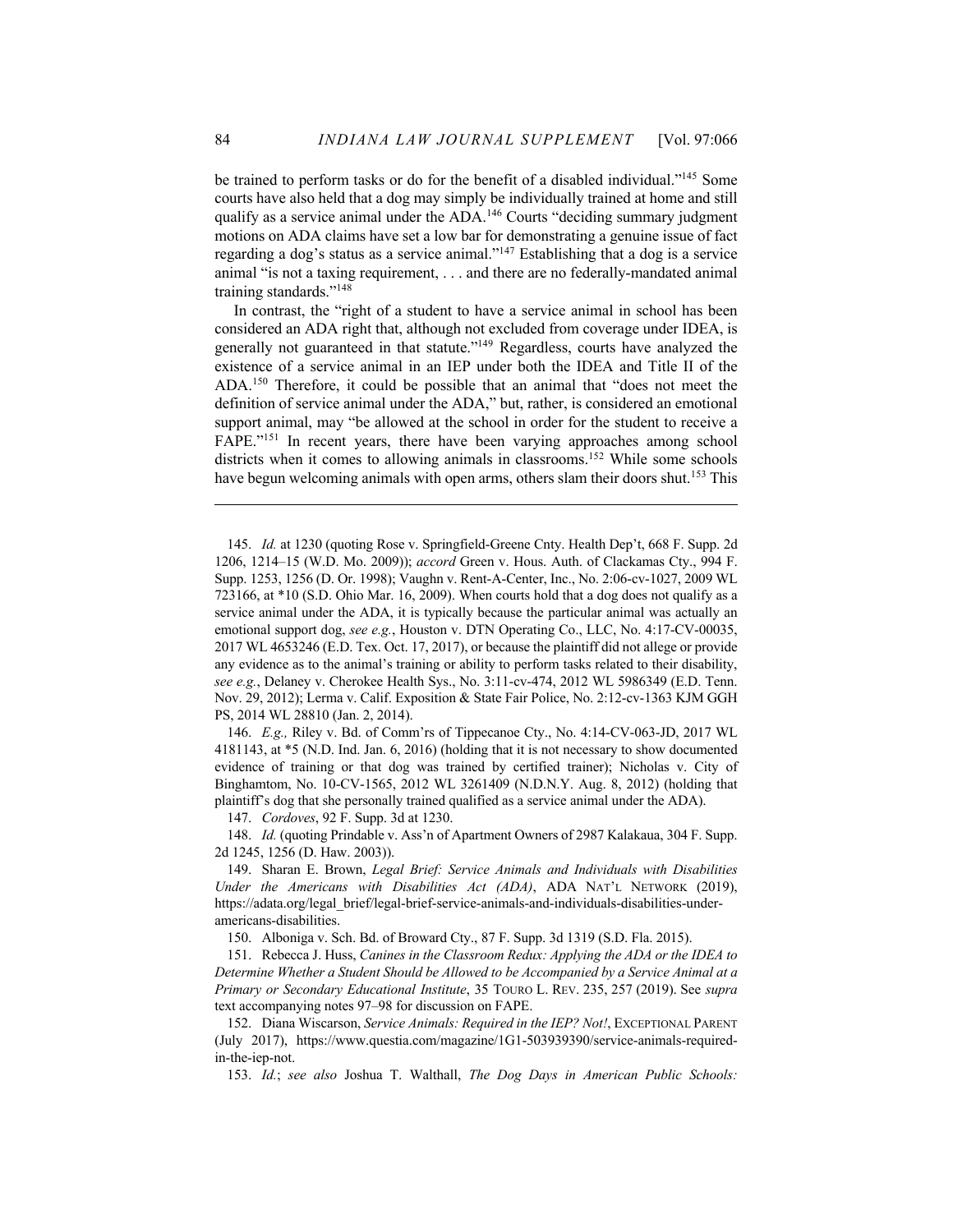be trained to perform tasks or do for the benefit of a disabled individual."[145] Some courts have also held that a dog may simply be individually trained at home and still qualify as a service animal under the ADA.[146] Courts "deciding summary judgment motions on ADA claims have set a low bar for demonstrating a genuine issue of fact regarding a dog's status as a service animal."[147] Establishing that a dog is a service animal "is not a taxing requirement, . . . and there are no federally-mandated animal training standards."[148]

In contrast, the "right of a student to have a service animal in school has been considered an ADA right that, although not excluded from coverage under IDEA, is generally not guaranteed in that statute."[149] Regardless, courts have analyzed the existence of a service animal in an IEP under both the IDEA and Title II of the ADA.[150] Therefore, it could be possible that an animal that "does not meet the definition of service animal under the ADA," but, rather, is considered an emotional support animal, may "be allowed at the school in order for the student to receive a FAPE."[151] In recent years, there have been varying approaches among school districts when it comes to allowing animals in classrooms.[152] While some schools have begun welcoming animals with open arms, others slam their doors shut.[153] This

---

145. *Id.* at 1230 (quoting Rose v. Springfield-Greene Cnty. Health Dep't, 668 F. Supp. 2d 1206, 1214–15 (W.D. Mo. 2009)); *accord* Green v. Hous. Auth. of Clackamas Cty., 994 F. Supp. 1253, 1256 (D. Or. 1998); Vaughn v. Rent-A-Center, Inc., No. 2:06-cv-1027, 2009 WL 723166, at *10 (S.D. Ohio Mar. 16, 2009). When courts hold that a dog does not qualify as a service animal under the ADA, it is typically because the particular animal was actually an emotional support dog, *see e.g.*, Houston v. DTN Operating Co., LLC, No. 4:17-CV-00035, 2017 WL 4653246 (E.D. Tex. Oct. 17, 2017), or because the plaintiff did not allege or provide any evidence as to the animal's training or ability to perform tasks related to their disability, *see e.g.*, Delaney v. Cherokee Health Sys., No. 3:11-cv-474, 2012 WL 5986349 (E.D. Tenn. Nov. 29, 2012); Lerma v. Calif. Exposition & State Fair Police, No. 2:12-cv-1363 KJM GGH PS, 2014 WL 28810 (Jan. 2, 2014).

146. *E.g.,* Riley v. Bd. of Comm'rs of Tippecanoe Cty., No. 4:14-CV-063-JD, 2017 WL 4181143, at *5 (N.D. Ind. Jan. 6, 2016) (holding that it is not necessary to show documented evidence of training or that dog was trained by certified trainer); Nicholas v. City of Binghamtom, No. 10-CV-1565, 2012 WL 3261409 (N.D.N.Y. Aug. 8, 2012) (holding that plaintiff's dog that she personally trained qualified as a service animal under the ADA).

147. *Cordoves*, 92 F. Supp. 3d at 1230.

148. *Id.* (quoting Prindable v. Ass'n of Apartment Owners of 2987 Kalakaua, 304 F. Supp. 2d 1245, 1256 (D. Haw. 2003)).

149. Sharan E. Brown, *Legal Brief: Service Animals and Individuals with Disabilities Under the Americans with Disabilities Act (ADA)*, ADA NAT'L NETWORK (2019), https://adata.org/legal_brief/legal-brief-service-animals-and-individuals-disabilities-under-americans-disabilities.

150. Alboniga v. Sch. Bd. of Broward Cty., 87 F. Supp. 3d 1319 (S.D. Fla. 2015).

151. Rebecca J. Huss, *Canines in the Classroom Redux: Applying the ADA or the IDEA to Determine Whether a Student Should be Allowed to be Accompanied by a Service Animal at a Primary or Secondary Educational Institute*, 35 TOURO L. REV. 235, 257 (2019). See *supra* text accompanying notes 97–98 for discussion on FAPE.

152. Diana Wiscarson, *Service Animals: Required in the IEP? Not!*, EXCEPTIONAL PARENT (July 2017), https://www.questia.com/magazine/1G1-503939390/service-animals-required-in-the-iep-not.

153. *Id.*; *see also* Joshua T. Walthall, *The Dog Days in American Public Schools:*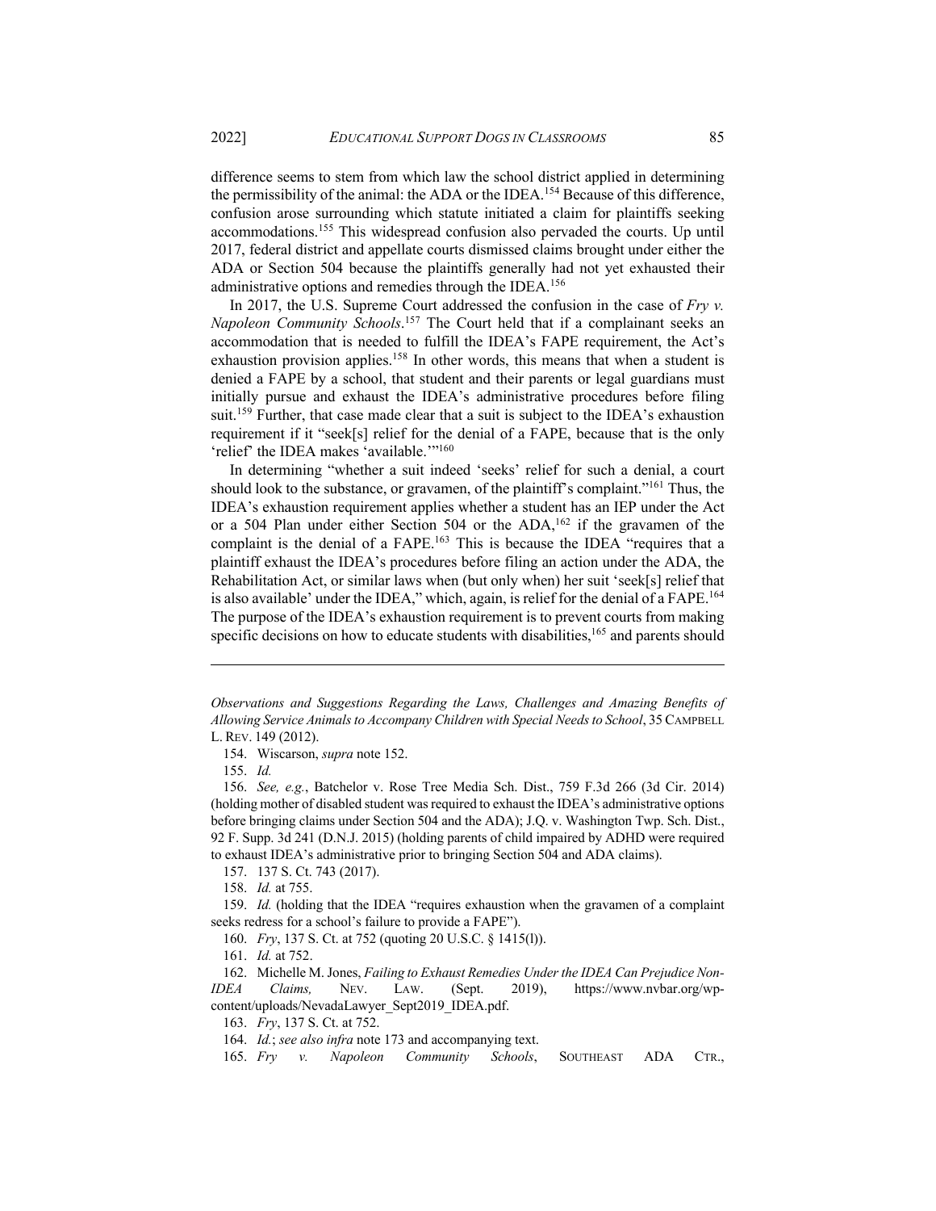difference seems to stem from which law the school district applied in determining the permissibility of the animal: the ADA or the IDEA.[154] Because of this difference, confusion arose surrounding which statute initiated a claim for plaintiffs seeking accommodations.[155] This widespread confusion also pervaded the courts. Up until 2017, federal district and appellate courts dismissed claims brought under either the ADA or Section 504 because the plaintiffs generally had not yet exhausted their administrative options and remedies through the IDEA.[156]

In 2017, the U.S. Supreme Court addressed the confusion in the case of *Fry v. Napoleon Community Schools*.[157] The Court held that if a complainant seeks an accommodation that is needed to fulfill the IDEA's FAPE requirement, the Act's exhaustion provision applies.[158] In other words, this means that when a student is denied a FAPE by a school, that student and their parents or legal guardians must initially pursue and exhaust the IDEA's administrative procedures before filing suit.[159] Further, that case made clear that a suit is subject to the IDEA's exhaustion requirement if it "seek[s] relief for the denial of a FAPE, because that is the only 'relief' the IDEA makes 'available.'"[160]

In determining "whether a suit indeed 'seeks' relief for such a denial, a court should look to the substance, or gravamen, of the plaintiff's complaint."[161] Thus, the IDEA's exhaustion requirement applies whether a student has an IEP under the Act or a 504 Plan under either Section 504 or the ADA,[162] if the gravamen of the complaint is the denial of a FAPE.[163] This is because the IDEA "requires that a plaintiff exhaust the IDEA's procedures before filing an action under the ADA, the Rehabilitation Act, or similar laws when (but only when) her suit 'seek[s] relief that is also available' under the IDEA," which, again, is relief for the denial of a FAPE.[164] The purpose of the IDEA's exhaustion requirement is to prevent courts from making specific decisions on how to educate students with disabilities,[165] and parents should

---

*Observations and Suggestions Regarding the Laws, Challenges and Amazing Benefits of Allowing Service Animals to Accompany Children with Special Needs to School*, 35 CAMPBELL L. REV. 149 (2012).

154. Wiscarson, *supra* note 152.

155. *Id.*

156. *See, e.g.*, Batchelor v. Rose Tree Media Sch. Dist., 759 F.3d 266 (3d Cir. 2014) (holding mother of disabled student was required to exhaust the IDEA's administrative options before bringing claims under Section 504 and the ADA); J.Q. v. Washington Twp. Sch. Dist., 92 F. Supp. 3d 241 (D.N.J. 2015) (holding parents of child impaired by ADHD were required to exhaust IDEA's administrative prior to bringing Section 504 and ADA claims).

157. 137 S. Ct. 743 (2017).

158. *Id.* at 755.

159. *Id.* (holding that the IDEA "requires exhaustion when the gravamen of a complaint seeks redress for a school's failure to provide a FAPE").

160. *Fry*, 137 S. Ct. at 752 (quoting 20 U.S.C. § 1415(l)).

161. *Id.* at 752.

162. Michelle M. Jones, *Failing to Exhaust Remedies Under the IDEA Can Prejudice Non-IDEA Claims,* NEV. LAW. (Sept. 2019), https://www.nvbar.org/wp-content/uploads/NevadaLawyer_Sept2019_IDEA.pdf.

163. *Fry*, 137 S. Ct. at 752.

164. *Id.*; *see also infra* note 173 and accompanying text.

165. *Fry v. Napoleon Community Schools*, SOUTHEAST ADA CTR.,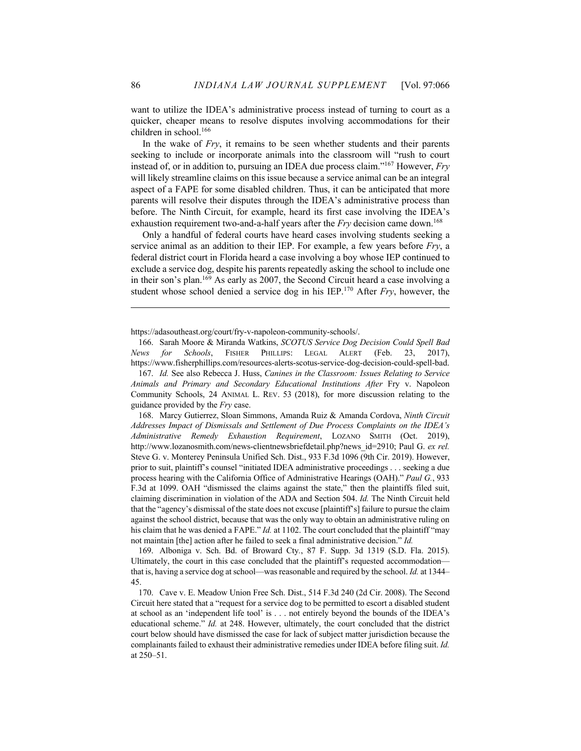want to utilize the IDEA's administrative process instead of turning to court as a quicker, cheaper means to resolve disputes involving accommodations for their children in school.[166]

In the wake of *Fry*, it remains to be seen whether students and their parents seeking to include or incorporate animals into the classroom will "rush to court instead of, or in addition to, pursuing an IDEA due process claim."[167] However, *Fry* will likely streamline claims on this issue because a service animal can be an integral aspect of a FAPE for some disabled children. Thus, it can be anticipated that more parents will resolve their disputes through the IDEA's administrative process than before. The Ninth Circuit, for example, heard its first case involving the IDEA's exhaustion requirement two-and-a-half years after the *Fry* decision came down.[168]

Only a handful of federal courts have heard cases involving students seeking a service animal as an addition to their IEP. For example, a few years before *Fry*, a federal district court in Florida heard a case involving a boy whose IEP continued to exclude a service dog, despite his parents repeatedly asking the school to include one in their son's plan.[169] As early as 2007, the Second Circuit heard a case involving a student whose school denied a service dog in his IEP.[170] After *Fry*, however, the

---

https://adasoutheast.org/court/fry-v-napoleon-community-schools/.

166. Sarah Moore & Miranda Watkins, *SCOTUS Service Dog Decision Could Spell Bad News for Schools*, FISHER PHILLIPS: LEGAL ALERT (Feb. 23, 2017), https://www.fisherphillips.com/resources-alerts-scotus-service-dog-decision-could-spell-bad.

167. *Id.* See also Rebecca J. Huss, *Canines in the Classroom: Issues Relating to Service Animals and Primary and Secondary Educational Institutions After* Fry v. Napoleon Community Schools, 24 ANIMAL L. REV. 53 (2018), for more discussion relating to the guidance provided by the *Fry* case.

168. Marcy Gutierrez, Sloan Simmons, Amanda Ruiz & Amanda Cordova, *Ninth Circuit Addresses Impact of Dismissals and Settlement of Due Process Complaints on the IDEA's Administrative Remedy Exhaustion Requirement*, LOZANO SMITH (Oct. 2019), http://www.lozanosmith.com/news-clientnewsbriefdetail.php?news_id=2910; Paul G. *ex rel.* Steve G. v. Monterey Peninsula Unified Sch. Dist., 933 F.3d 1096 (9th Cir. 2019). However, prior to suit, plaintiff's counsel "initiated IDEA administrative proceedings . . . seeking a due process hearing with the California Office of Administrative Hearings (OAH)." *Paul G.*, 933 F.3d at 1099. OAH "dismissed the claims against the state," then the plaintiffs filed suit, claiming discrimination in violation of the ADA and Section 504. *Id.* The Ninth Circuit held that the "agency's dismissal of the state does not excuse [plaintiff's] failure to pursue the claim against the school district, because that was the only way to obtain an administrative ruling on his claim that he was denied a FAPE." *Id.* at 1102. The court concluded that the plaintiff "may not maintain [the] action after he failed to seek a final administrative decision." *Id.*

169. Alboniga v. Sch. Bd. of Broward Cty., 87 F. Supp. 3d 1319 (S.D. Fla. 2015). Ultimately, the court in this case concluded that the plaintiff's requested accommodation—that is, having a service dog at school—was reasonable and required by the school. *Id.* at 1344–45.

170. Cave v. E. Meadow Union Free Sch. Dist., 514 F.3d 240 (2d Cir. 2008). The Second Circuit here stated that a "request for a service dog to be permitted to escort a disabled student at school as an 'independent life tool' is . . . not entirely beyond the bounds of the IDEA's educational scheme." *Id.* at 248. However, ultimately, the court concluded that the district court below should have dismissed the case for lack of subject matter jurisdiction because the complainants failed to exhaust their administrative remedies under IDEA before filing suit. *Id.* at 250–51.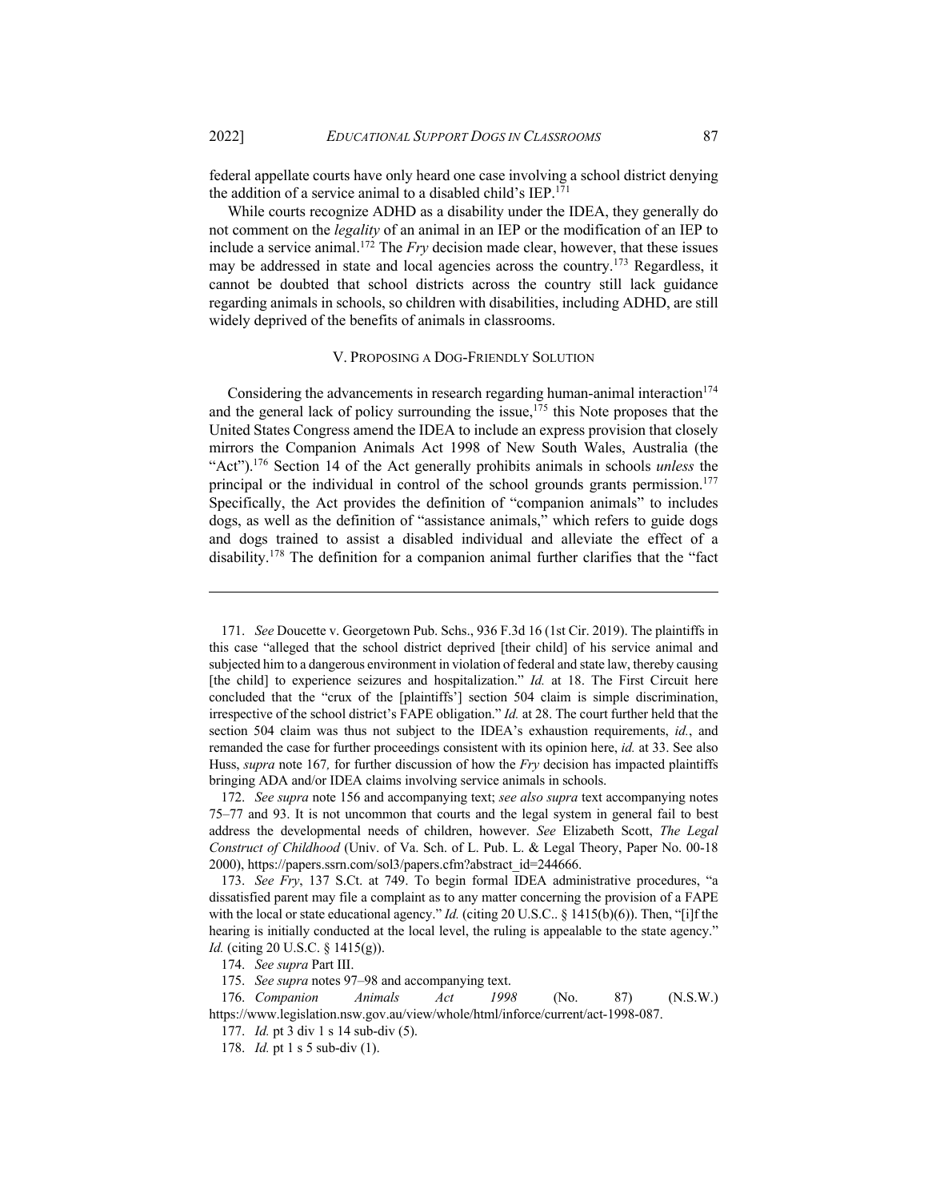federal appellate courts have only heard one case involving a school district denying the addition of a service animal to a disabled child's IEP.[171]

While courts recognize ADHD as a disability under the IDEA, they generally do not comment on the *legality* of an animal in an IEP or the modification of an IEP to include a service animal.[172] The *Fry* decision made clear, however, that these issues may be addressed in state and local agencies across the country.[173] Regardless, it cannot be doubted that school districts across the country still lack guidance regarding animals in schools, so children with disabilities, including ADHD, are still widely deprived of the benefits of animals in classrooms.

## V. Proposing a Dog-Friendly Solution

Considering the advancements in research regarding human-animal interaction[174] and the general lack of policy surrounding the issue,[175] this Note proposes that the United States Congress amend the IDEA to include an express provision that closely mirrors the Companion Animals Act 1998 of New South Wales, Australia (the "Act").[176] Section 14 of the Act generally prohibits animals in schools *unless* the principal or the individual in control of the school grounds grants permission.[177] Specifically, the Act provides the definition of "companion animals" to includes dogs, as well as the definition of "assistance animals," which refers to guide dogs and dogs trained to assist a disabled individual and alleviate the effect of a disability.[178] The definition for a companion animal further clarifies that the "fact

---

171. *See* Doucette v. Georgetown Pub. Schs., 936 F.3d 16 (1st Cir. 2019). The plaintiffs in this case "alleged that the school district deprived [their child] of his service animal and subjected him to a dangerous environment in violation of federal and state law, thereby causing [the child] to experience seizures and hospitalization." *Id.* at 18. The First Circuit here concluded that the "crux of the [plaintiffs'] section 504 claim is simple discrimination, irrespective of the school district's FAPE obligation." *Id.* at 28. The court further held that the section 504 claim was thus not subject to the IDEA's exhaustion requirements, *id.*, and remanded the case for further proceedings consistent with its opinion here, *id.* at 33. See also Huss, *supra* note 167*,* for further discussion of how the *Fry* decision has impacted plaintiffs bringing ADA and/or IDEA claims involving service animals in schools.

172. *See supra* note 156 and accompanying text; *see also supra* text accompanying notes 75–77 and 93. It is not uncommon that courts and the legal system in general fail to best address the developmental needs of children, however. *See* Elizabeth Scott, *The Legal Construct of Childhood* (Univ. of Va. Sch. of L. Pub. L. & Legal Theory, Paper No. 00-18 2000), https://papers.ssrn.com/sol3/papers.cfm?abstract_id=244666.

173. *See Fry*, 137 S.Ct. at 749. To begin formal IDEA administrative procedures, "a dissatisfied parent may file a complaint as to any matter concerning the provision of a FAPE with the local or state educational agency." *Id.* (citing 20 U.S.C.. § 1415(b)(6)). Then, "[i]f the hearing is initially conducted at the local level, the ruling is appealable to the state agency." *Id.* (citing 20 U.S.C. § 1415(g)).

174. *See supra* Part III.

175. *See supra* notes 97–98 and accompanying text.

176. *Companion Animals Act 1998* (No. 87) (N.S.W.) https://www.legislation.nsw.gov.au/view/whole/html/inforce/current/act-1998-087.

177. *Id.* pt 3 div 1 s 14 sub-div (5).

178. *Id.* pt 1 s 5 sub-div (1).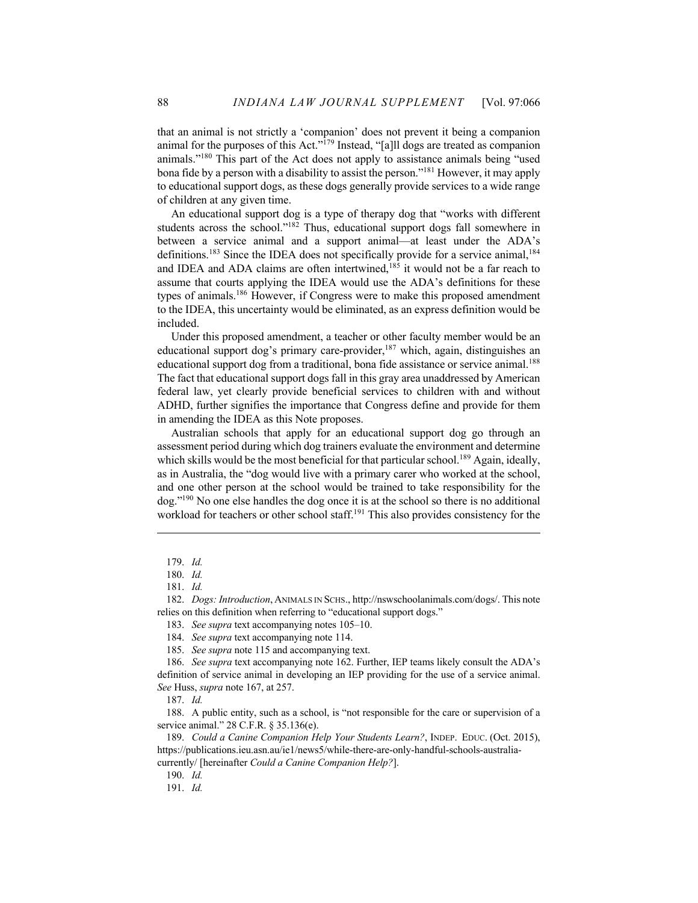that an animal is not strictly a 'companion' does not prevent it being a companion animal for the purposes of this Act."[179] Instead, "[a]ll dogs are treated as companion animals."[180] This part of the Act does not apply to assistance animals being "used bona fide by a person with a disability to assist the person."[181] However, it may apply to educational support dogs, as these dogs generally provide services to a wide range of children at any given time.

An educational support dog is a type of therapy dog that "works with different students across the school."[182] Thus, educational support dogs fall somewhere in between a service animal and a support animal—at least under the ADA's definitions.[183] Since the IDEA does not specifically provide for a service animal,[184] and IDEA and ADA claims are often intertwined,[185] it would not be a far reach to assume that courts applying the IDEA would use the ADA's definitions for these types of animals.[186] However, if Congress were to make this proposed amendment to the IDEA, this uncertainty would be eliminated, as an express definition would be included.

Under this proposed amendment, a teacher or other faculty member would be an educational support dog's primary care-provider,[187] which, again, distinguishes an educational support dog from a traditional, bona fide assistance or service animal.[188] The fact that educational support dogs fall in this gray area unaddressed by American federal law, yet clearly provide beneficial services to children with and without ADHD, further signifies the importance that Congress define and provide for them in amending the IDEA as this Note proposes.

Australian schools that apply for an educational support dog go through an assessment period during which dog trainers evaluate the environment and determine which skills would be the most beneficial for that particular school.[189] Again, ideally, as in Australia, the "dog would live with a primary carer who worked at the school, and one other person at the school would be trained to take responsibility for the dog."[190] No one else handles the dog once it is at the school so there is no additional workload for teachers or other school staff.[191] This also provides consistency for the

---

179. *Id.*

180. *Id.*

181. *Id.*

182. *Dogs: Introduction*, ANIMALS IN SCHS., http://nswschoolanimals.com/dogs/. This note relies on this definition when referring to "educational support dogs."

183. *See supra* text accompanying notes 105–10.

184. *See supra* text accompanying note 114.

185. *See supra* note 115 and accompanying text.

186. *See supra* text accompanying note 162. Further, IEP teams likely consult the ADA's definition of service animal in developing an IEP providing for the use of a service animal. *See* Huss, *supra* note 167, at 257.

187. *Id.*

188. A public entity, such as a school, is "not responsible for the care or supervision of a service animal." 28 C.F.R. § 35.136(e).

189. *Could a Canine Companion Help Your Students Learn?*, INDEP. EDUC. (Oct. 2015), https://publications.ieu.asn.au/ie1/news5/while-there-are-only-handful-schools-australia-currently/ [hereinafter *Could a Canine Companion Help?*].

190. *Id.*

191. *Id.*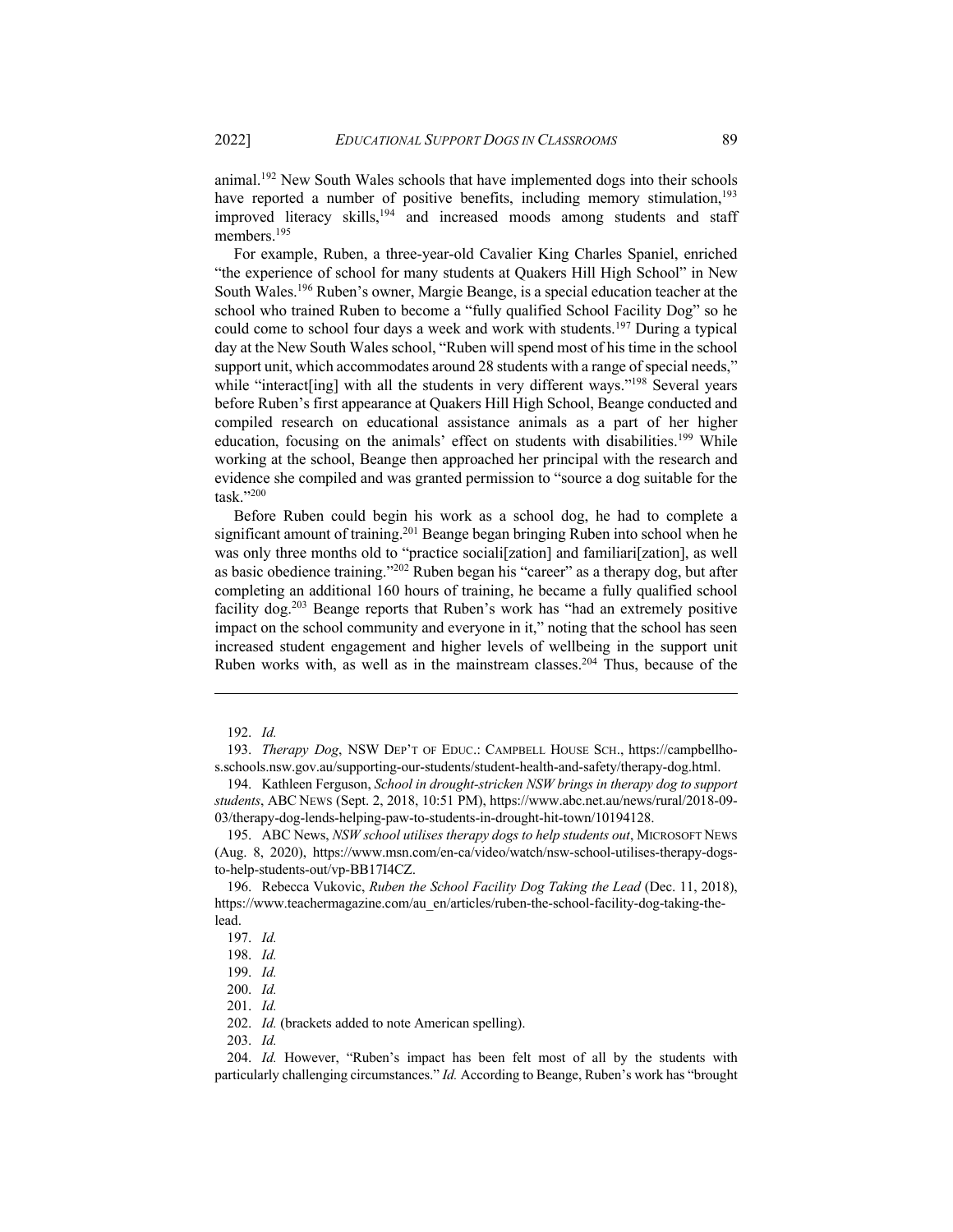animal.[192] New South Wales schools that have implemented dogs into their schools have reported a number of positive benefits, including memory stimulation,[193] improved literacy skills,[194] and increased moods among students and staff members.[195]

For example, Ruben, a three-year-old Cavalier King Charles Spaniel, enriched "the experience of school for many students at Quakers Hill High School" in New South Wales.[196] Ruben's owner, Margie Beange, is a special education teacher at the school who trained Ruben to become a "fully qualified School Facility Dog" so he could come to school four days a week and work with students.[197] During a typical day at the New South Wales school, "Ruben will spend most of his time in the school support unit, which accommodates around 28 students with a range of special needs," while "interact[ing] with all the students in very different ways."[198] Several years before Ruben's first appearance at Quakers Hill High School, Beange conducted and compiled research on educational assistance animals as a part of her higher education, focusing on the animals' effect on students with disabilities.[199] While working at the school, Beange then approached her principal with the research and evidence she compiled and was granted permission to "source a dog suitable for the task."[200]

Before Ruben could begin his work as a school dog, he had to complete a significant amount of training.[201] Beange began bringing Ruben into school when he was only three months old to "practice sociali[zation] and familiari[zation], as well as basic obedience training."[202] Ruben began his "career" as a therapy dog, but after completing an additional 160 hours of training, he became a fully qualified school facility dog.[203] Beange reports that Ruben's work has "had an extremely positive impact on the school community and everyone in it," noting that the school has seen increased student engagement and higher levels of wellbeing in the support unit Ruben works with, as well as in the mainstream classes.[204] Thus, because of the

---

192. *Id.*

193. *Therapy Dog*, NSW DEP'T OF EDUC.: CAMPBELL HOUSE SCH., https://campbellhos.schools.nsw.gov.au/supporting-our-students/student-health-and-safety/therapy-dog.html.

194. Kathleen Ferguson, *School in drought-stricken NSW brings in therapy dog to support students*, ABC NEWS (Sept. 2, 2018, 10:51 PM), https://www.abc.net.au/news/rural/2018-09-03/therapy-dog-lends-helping-paw-to-students-in-drought-hit-town/10194128.

195. ABC News, *NSW school utilises therapy dogs to help students out*, MICROSOFT NEWS (Aug. 8, 2020), https://www.msn.com/en-ca/video/watch/nsw-school-utilises-therapy-dogs-to-help-students-out/vp-BB17I4CZ.

196. Rebecca Vukovic, *Ruben the School Facility Dog Taking the Lead* (Dec. 11, 2018), https://www.teachermagazine.com/au_en/articles/ruben-the-school-facility-dog-taking-the-lead.

197. *Id.*

198. *Id.*

199. *Id.*

200. *Id.*

201. *Id.*

202. *Id.* (brackets added to note American spelling).

203. *Id.*

204. *Id.* However, "Ruben's impact has been felt most of all by the students with particularly challenging circumstances." *Id.* According to Beange, Ruben's work has "brought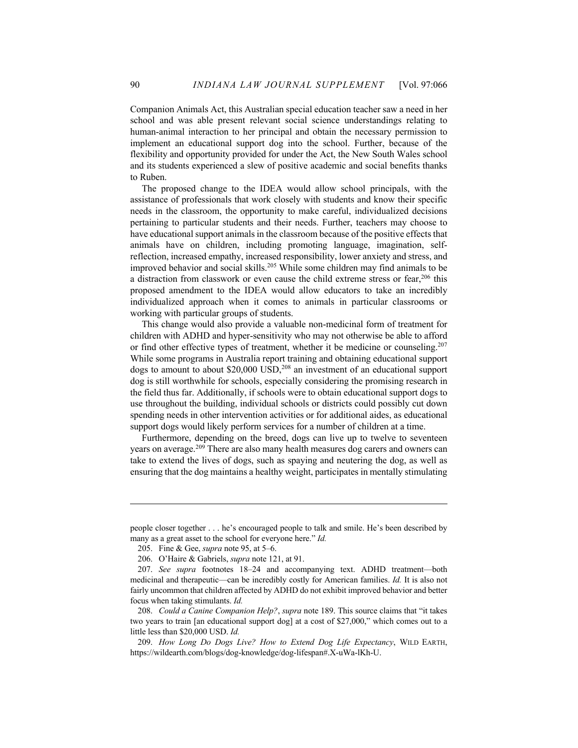Companion Animals Act, this Australian special education teacher saw a need in her school and was able present relevant social science understandings relating to human-animal interaction to her principal and obtain the necessary permission to implement an educational support dog into the school. Further, because of the flexibility and opportunity provided for under the Act, the New South Wales school and its students experienced a slew of positive academic and social benefits thanks to Ruben.

The proposed change to the IDEA would allow school principals, with the assistance of professionals that work closely with students and know their specific needs in the classroom, the opportunity to make careful, individualized decisions pertaining to particular students and their needs. Further, teachers may choose to have educational support animals in the classroom because of the positive effects that animals have on children, including promoting language, imagination, self-reflection, increased empathy, increased responsibility, lower anxiety and stress, and improved behavior and social skills.[205] While some children may find animals to be a distraction from classwork or even cause the child extreme stress or fear,[206] this proposed amendment to the IDEA would allow educators to take an incredibly individualized approach when it comes to animals in particular classrooms or working with particular groups of students.

This change would also provide a valuable non-medicinal form of treatment for children with ADHD and hyper-sensitivity who may not otherwise be able to afford or find other effective types of treatment, whether it be medicine or counseling.[207] While some programs in Australia report training and obtaining educational support dogs to amount to about $20,000 USD,[208] an investment of an educational support dog is still worthwhile for schools, especially considering the promising research in the field thus far. Additionally, if schools were to obtain educational support dogs to use throughout the building, individual schools or districts could possibly cut down spending needs in other intervention activities or for additional aides, as educational support dogs would likely perform services for a number of children at a time.

Furthermore, depending on the breed, dogs can live up to twelve to seventeen years on average.[209] There are also many health measures dog carers and owners can take to extend the lives of dogs, such as spaying and neutering the dog, as well as ensuring that the dog maintains a healthy weight, participates in mentally stimulating

---

people closer together . . . he's encouraged people to talk and smile. He's been described by many as a great asset to the school for everyone here." *Id.*

205. Fine & Gee, *supra* note 95, at 5–6.

206. O'Haire & Gabriels, *supra* note 121, at 91.

207. *See supra* footnotes 18–24 and accompanying text. ADHD treatment—both medicinal and therapeutic—can be incredibly costly for American families. *Id.* It is also not fairly uncommon that children affected by ADHD do not exhibit improved behavior and better focus when taking stimulants. *Id.*

208. *Could a Canine Companion Help?*, *supra* note 189. This source claims that "it takes two years to train [an educational support dog] at a cost of $27,000," which comes out to a little less than $20,000 USD. *Id.*

209. *How Long Do Dogs Live? How to Extend Dog Life Expectancy*, WILD EARTH, https://wildearth.com/blogs/dog-knowledge/dog-lifespan#.X-uWa-lKh-U.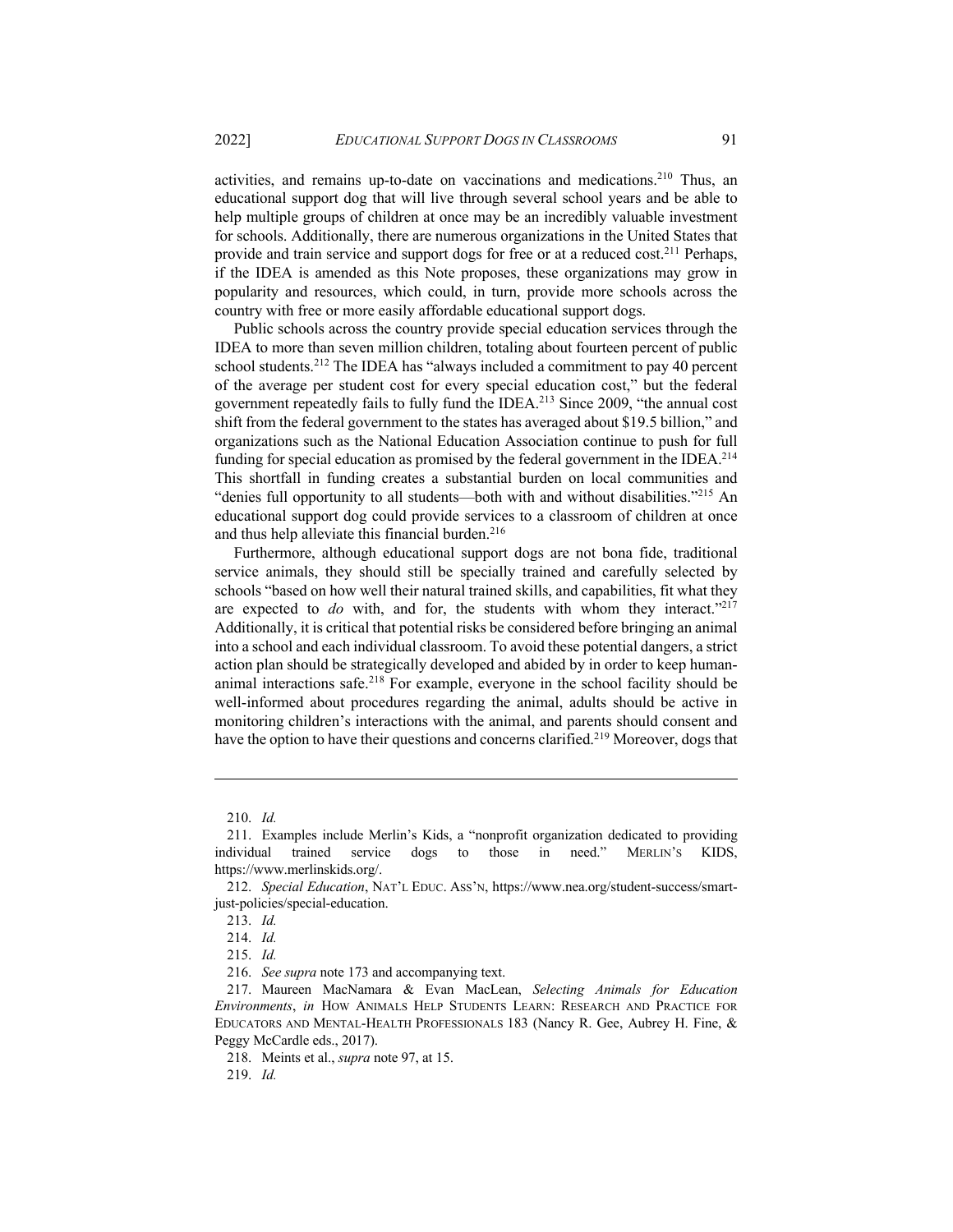activities, and remains up-to-date on vaccinations and medications.[210] Thus, an educational support dog that will live through several school years and be able to help multiple groups of children at once may be an incredibly valuable investment for schools. Additionally, there are numerous organizations in the United States that provide and train service and support dogs for free or at a reduced cost.[211] Perhaps, if the IDEA is amended as this Note proposes, these organizations may grow in popularity and resources, which could, in turn, provide more schools across the country with free or more easily affordable educational support dogs.

Public schools across the country provide special education services through the IDEA to more than seven million children, totaling about fourteen percent of public school students.[212] The IDEA has "always included a commitment to pay 40 percent of the average per student cost for every special education cost," but the federal government repeatedly fails to fully fund the IDEA.[213] Since 2009, "the annual cost shift from the federal government to the states has averaged about $19.5 billion," and organizations such as the National Education Association continue to push for full funding for special education as promised by the federal government in the IDEA.[214] This shortfall in funding creates a substantial burden on local communities and "denies full opportunity to all students—both with and without disabilities."[215] An educational support dog could provide services to a classroom of children at once and thus help alleviate this financial burden.[216]

Furthermore, although educational support dogs are not bona fide, traditional service animals, they should still be specially trained and carefully selected by schools "based on how well their natural trained skills, and capabilities, fit what they are expected to *do* with, and for, the students with whom they interact."[217] Additionally, it is critical that potential risks be considered before bringing an animal into a school and each individual classroom. To avoid these potential dangers, a strict action plan should be strategically developed and abided by in order to keep human-animal interactions safe.[218] For example, everyone in the school facility should be well-informed about procedures regarding the animal, adults should be active in monitoring children's interactions with the animal, and parents should consent and have the option to have their questions and concerns clarified.[219] Moreover, dogs that

---

210. *Id.*

211. Examples include Merlin's Kids, a "nonprofit organization dedicated to providing individual trained service dogs to those in need." MERLIN'S KIDS, https://www.merlinskids.org/.

212. *Special Education*, NAT'L EDUC. ASS'N, https://www.nea.org/student-success/smart-just-policies/special-education.

213. *Id.*

214. *Id.*

215. *Id.*

216. *See supra* note 173 and accompanying text.

217. Maureen MacNamara & Evan MacLean, *Selecting Animals for Education Environments*, *in* HOW ANIMALS HELP STUDENTS LEARN: RESEARCH AND PRACTICE FOR EDUCATORS AND MENTAL-HEALTH PROFESSIONALS 183 (Nancy R. Gee, Aubrey H. Fine, & Peggy McCardle eds., 2017).

218. Meints et al., *supra* note 97, at 15.

219. *Id.*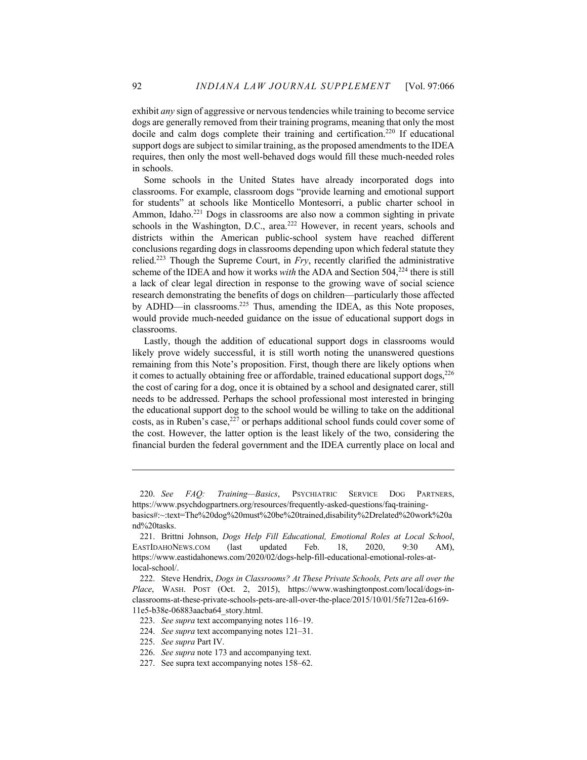exhibit *any* sign of aggressive or nervous tendencies while training to become service dogs are generally removed from their training programs, meaning that only the most docile and calm dogs complete their training and certification.[220] If educational support dogs are subject to similar training, as the proposed amendments to the IDEA requires, then only the most well-behaved dogs would fill these much-needed roles in schools.

Some schools in the United States have already incorporated dogs into classrooms. For example, classroom dogs "provide learning and emotional support for students" at schools like Monticello Montesorri, a public charter school in Ammon, Idaho.[221] Dogs in classrooms are also now a common sighting in private schools in the Washington, D.C., area.[222] However, in recent years, schools and districts within the American public-school system have reached different conclusions regarding dogs in classrooms depending upon which federal statute they relied.[223] Though the Supreme Court, in *Fry*, recently clarified the administrative scheme of the IDEA and how it works *with* the ADA and Section 504,[224] there is still a lack of clear legal direction in response to the growing wave of social science research demonstrating the benefits of dogs on children—particularly those affected by ADHD—in classrooms.[225] Thus, amending the IDEA, as this Note proposes, would provide much-needed guidance on the issue of educational support dogs in classrooms.

Lastly, though the addition of educational support dogs in classrooms would likely prove widely successful, it is still worth noting the unanswered questions remaining from this Note's proposition. First, though there are likely options when it comes to actually obtaining free or affordable, trained educational support dogs,[226] the cost of caring for a dog, once it is obtained by a school and designated carer, still needs to be addressed. Perhaps the school professional most interested in bringing the educational support dog to the school would be willing to take on the additional costs, as in Ruben's case,[227] or perhaps additional school funds could cover some of the cost. However, the latter option is the least likely of the two, considering the financial burden the federal government and the IDEA currently place on local and

---

220. *See* *FAQ: Training—Basics*, PSYCHIATRIC SERVICE DOG PARTNERS, https://www.psychdogpartners.org/resources/frequently-asked-questions/faq-training-basics#:~:text=The%20dog%20must%20be%20trained,disability%2Drelated%20work%20and%20tasks.

221. Brittni Johnson, *Dogs Help Fill Educational, Emotional Roles at Local School*, EASTIDAHONEWS.COM (last updated Feb. 18, 2020, 9:30 AM), https://www.eastidahonews.com/2020/02/dogs-help-fill-educational-emotional-roles-at-local-school/.

222. Steve Hendrix, *Dogs in Classrooms? At These Private Schools, Pets are all over the Place*, WASH. POST (Oct. 2, 2015), https://www.washingtonpost.com/local/dogs-in-classrooms-at-these-private-schools-pets-are-all-over-the-place/2015/10/01/5fe712ea-6169-11e5-b38e-06883aacba64_story.html.

223. *See supra* text accompanying notes 116–19.

224. *See supra* text accompanying notes 121–31.

225. *See supra* Part IV.

226. *See supra* note 173 and accompanying text.

227. See supra text accompanying notes 158–62.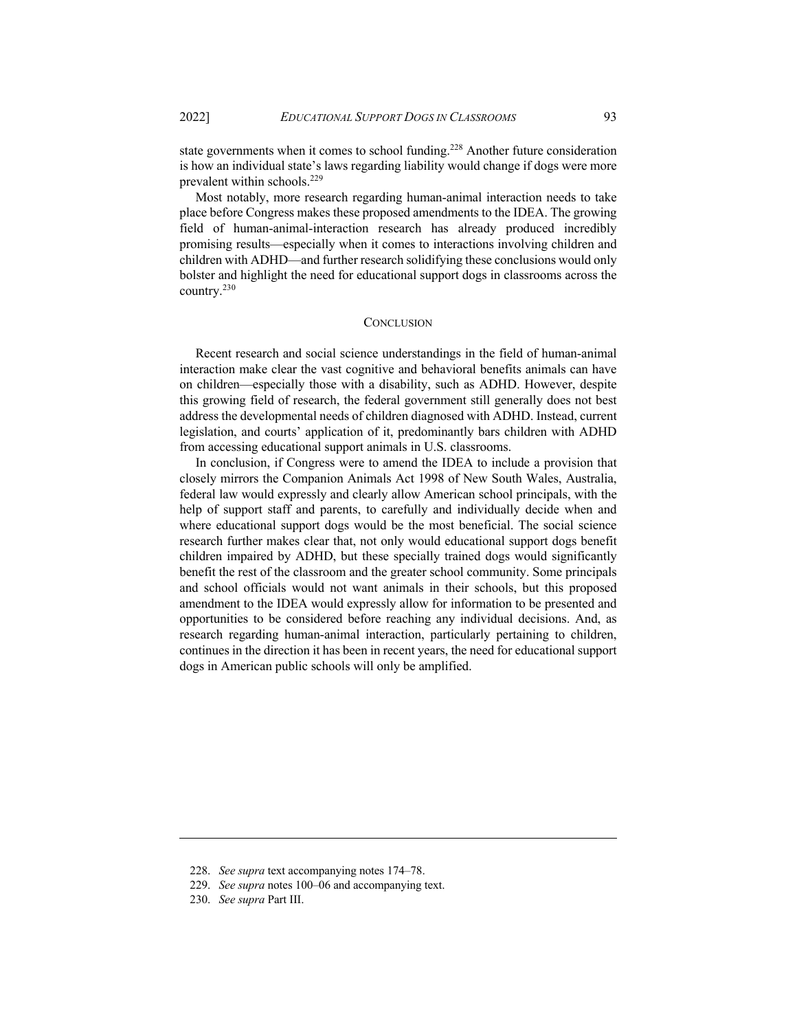state governments when it comes to school funding.[228] Another future consideration is how an individual state's laws regarding liability would change if dogs were more prevalent within schools.[229]

Most notably, more research regarding human-animal interaction needs to take place before Congress makes these proposed amendments to the IDEA. The growing field of human-animal-interaction research has already produced incredibly promising results—especially when it comes to interactions involving children and children with ADHD—and further research solidifying these conclusions would only bolster and highlight the need for educational support dogs in classrooms across the country.[230]

## CONCLUSION

Recent research and social science understandings in the field of human-animal interaction make clear the vast cognitive and behavioral benefits animals can have on children—especially those with a disability, such as ADHD. However, despite this growing field of research, the federal government still generally does not best address the developmental needs of children diagnosed with ADHD. Instead, current legislation, and courts' application of it, predominantly bars children with ADHD from accessing educational support animals in U.S. classrooms.

In conclusion, if Congress were to amend the IDEA to include a provision that closely mirrors the Companion Animals Act 1998 of New South Wales, Australia, federal law would expressly and clearly allow American school principals, with the help of support staff and parents, to carefully and individually decide when and where educational support dogs would be the most beneficial. The social science research further makes clear that, not only would educational support dogs benefit children impaired by ADHD, but these specially trained dogs would significantly benefit the rest of the classroom and the greater school community. Some principals and school officials would not want animals in their schools, but this proposed amendment to the IDEA would expressly allow for information to be presented and opportunities to be considered before reaching any individual decisions. And, as research regarding human-animal interaction, particularly pertaining to children, continues in the direction it has been in recent years, the need for educational support dogs in American public schools will only be amplified.

---

228. *See supra* text accompanying notes 174–78.

229. *See supra* notes 100–06 and accompanying text.

230. *See supra* Part III.